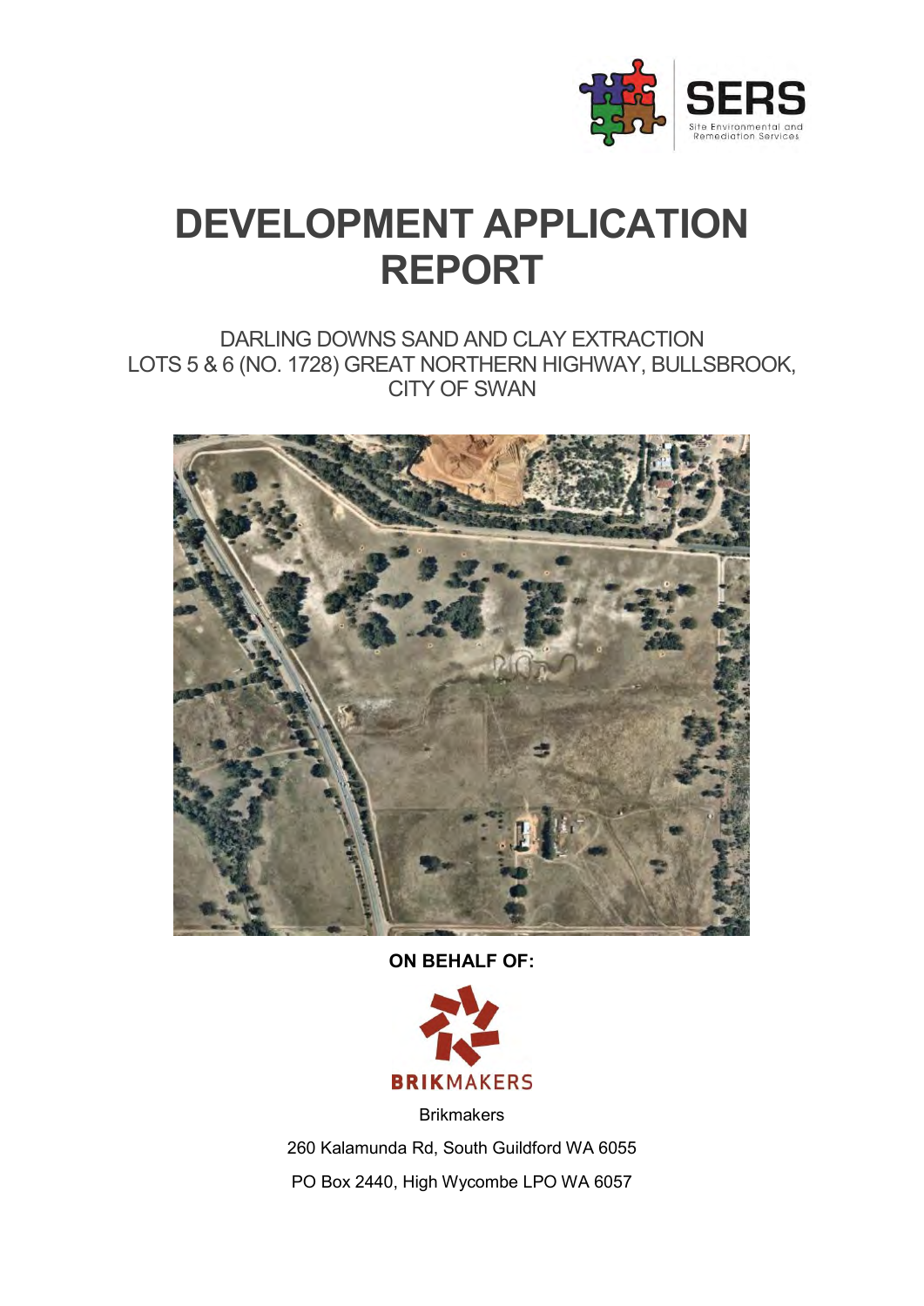SERS

Site Environmental and Remediation Services

# DEVELOPMENT APPLICATION REPORT

DARLING DOWNS SAND AND CLAY EXTRACTION
LOTS 5 & 6 (NO. 1728) GREAT NORTHERN HIGHWAY, BULLSBROOK, CITY OF SWAN

**ON BEHALF OF:**

BRIKMAKERS

Brikmakers

260 Kalamunda Rd, South Guildford WA 6055

PO Box 2440, High Wycombe LPO WA 6057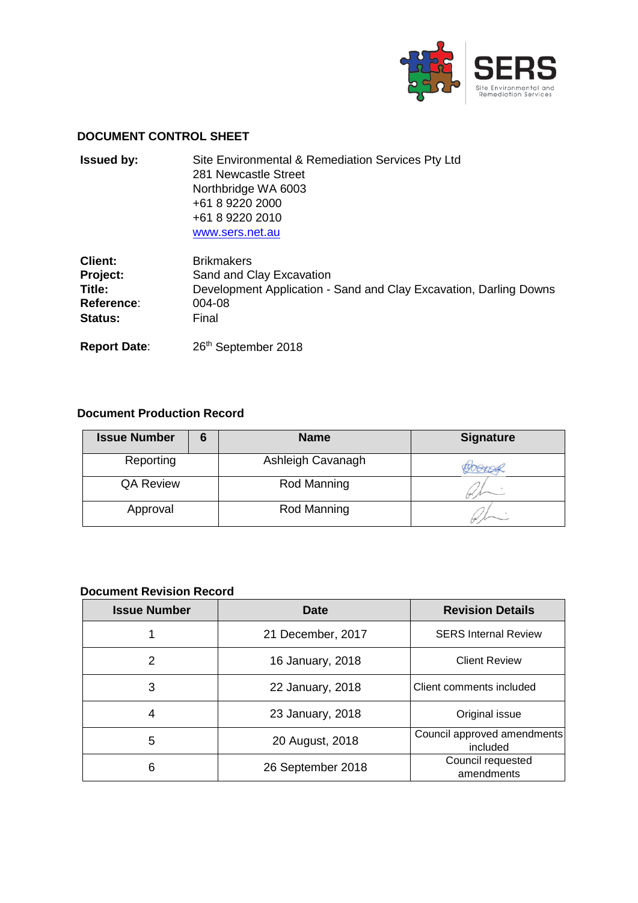## DOCUMENT CONTROL SHEET

| | |
|---|---|
| **Issued by:** | Site Environmental & Remediation Services Pty Ltd<br>281 Newcastle Street<br>Northbridge WA 6003<br>+61 8 9220 2000<br>+61 8 9220 2010<br>www.sers.net.au |
| **Client:** | Brikmakers |
| **Project:** | Sand and Clay Excavation |
| **Title:** | Development Application - Sand and Clay Excavation, Darling Downs |
| **Reference:** | 004-08 |
| **Status:** | Final |
| **Report Date:** | 26th September 2018 |

### Document Production Record

| Issue Number | 6 | Name | Signature |
|---|---|---|---|
| Reporting | | Ashleigh Cavanagh | |
| QA Review | | Rod Manning | |
| Approval | | Rod Manning | |

### Document Revision Record

| Issue Number | Date | Revision Details |
|---|---|---|
| 1 | 21 December, 2017 | SERS Internal Review |
| 2 | 16 January, 2018 | Client Review |
| 3 | 22 January, 2018 | Client comments included |
| 4 | 23 January, 2018 | Original issue |
| 5 | 20 August, 2018 | Council approved amendments included |
| 6 | 26 September 2018 | Council requested amendments |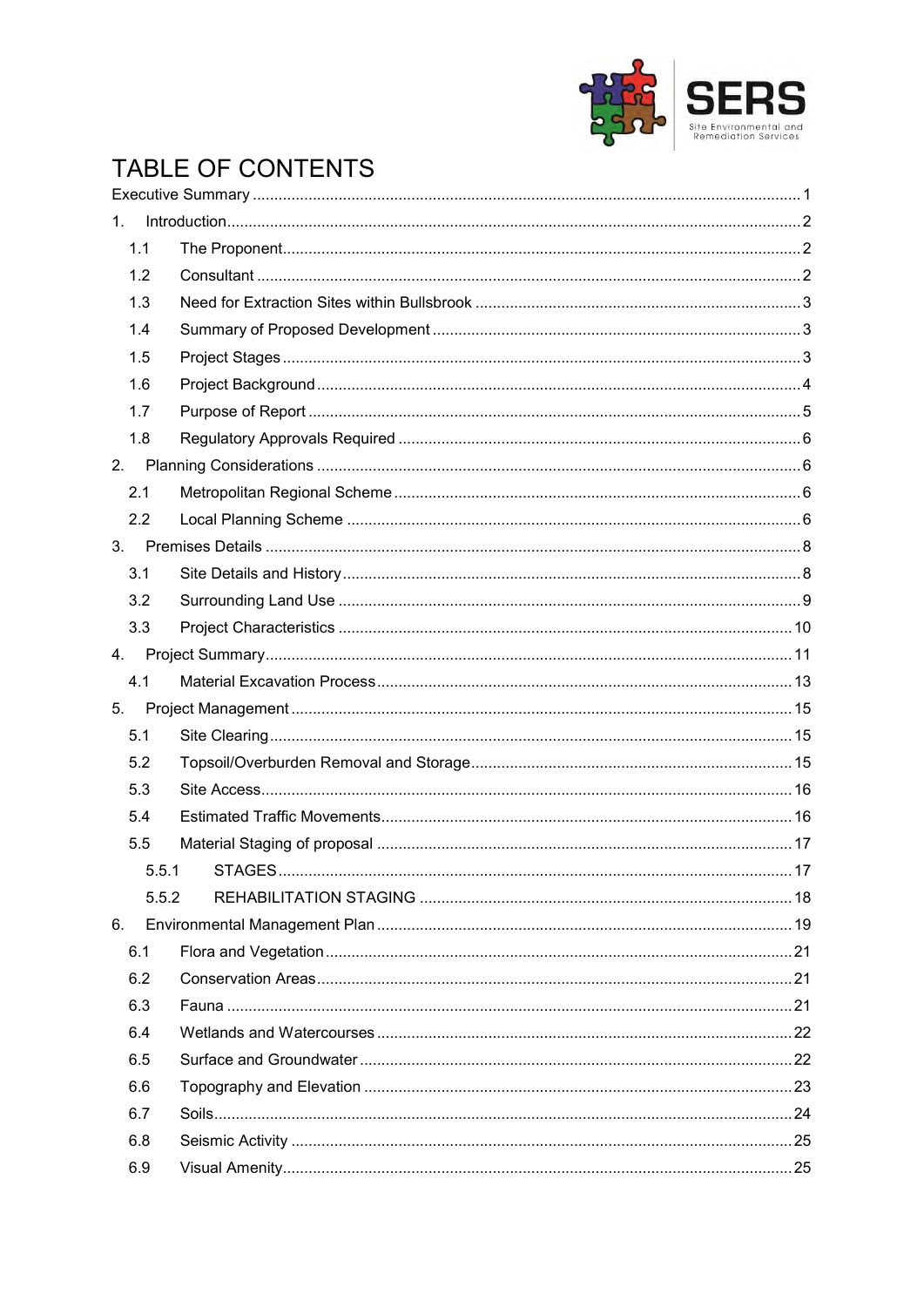# TABLE OF CONTENTS

Executive Summary ........................................................................................................ 1

1. Introduction ........................................................................................................ 2
   - 1.1 The Proponent ........................................................................................................ 2
   - 1.2 Consultant ........................................................................................................ 2
   - 1.3 Need for Extraction Sites within Bullsbrook ........................................................................................................ 3
   - 1.4 Summary of Proposed Development ........................................................................................................ 3
   - 1.5 Project Stages ........................................................................................................ 3
   - 1.6 Project Background ........................................................................................................ 4
   - 1.7 Purpose of Report ........................................................................................................ 5
   - 1.8 Regulatory Approvals Required ........................................................................................................ 6
2. Planning Considerations ........................................................................................................ 6
   - 2.1 Metropolitan Regional Scheme ........................................................................................................ 6
   - 2.2 Local Planning Scheme ........................................................................................................ 6
3. Premises Details ........................................................................................................ 8
   - 3.1 Site Details and History ........................................................................................................ 8
   - 3.2 Surrounding Land Use ........................................................................................................ 9
   - 3.3 Project Characteristics ........................................................................................................ 10
4. Project Summary ........................................................................................................ 11
   - 4.1 Material Excavation Process ........................................................................................................ 13
5. Project Management ........................................................................................................ 15
   - 5.1 Site Clearing ........................................................................................................ 15
   - 5.2 Topsoil/Overburden Removal and Storage ........................................................................................................ 15
   - 5.3 Site Access ........................................................................................................ 16
   - 5.4 Estimated Traffic Movements ........................................................................................................ 16
   - 5.5 Material Staging of proposal ........................................................................................................ 17
     - 5.5.1 STAGES ........................................................................................................ 17
     - 5.5.2 REHABILITATION STAGING ........................................................................................................ 18
6. Environmental Management Plan ........................................................................................................ 19
   - 6.1 Flora and Vegetation ........................................................................................................ 21
   - 6.2 Conservation Areas ........................................................................................................ 21
   - 6.3 Fauna ........................................................................................................ 21
   - 6.4 Wetlands and Watercourses ........................................................................................................ 22
   - 6.5 Surface and Groundwater ........................................................................................................ 22
   - 6.6 Topography and Elevation ........................................................................................................ 23
   - 6.7 Soils ........................................................................................................ 24
   - 6.8 Seismic Activity ........................................................................................................ 25
   - 6.9 Visual Amenity ........................................................................................................ 25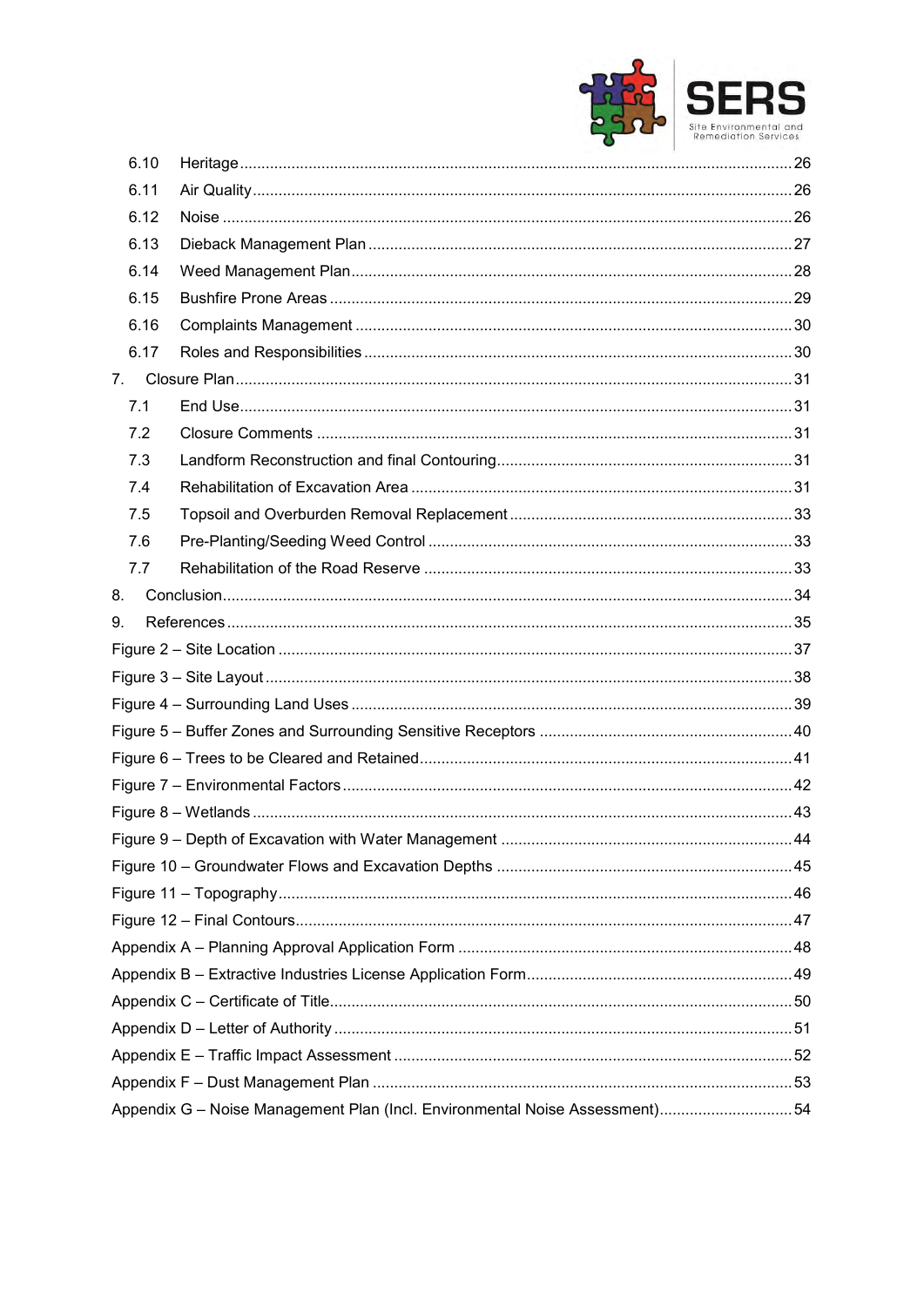6.10 Heritage ........ 26
6.11 Air Quality ........ 26
6.12 Noise ........ 26
6.13 Dieback Management Plan ........ 27
6.14 Weed Management Plan ........ 28
6.15 Bushfire Prone Areas ........ 29
6.16 Complaints Management ........ 30
6.17 Roles and Responsibilities ........ 30
7. Closure Plan ........ 31
7.1 End Use ........ 31
7.2 Closure Comments ........ 31
7.3 Landform Reconstruction and final Contouring ........ 31
7.4 Rehabilitation of Excavation Area ........ 31
7.5 Topsoil and Overburden Removal Replacement ........ 33
7.6 Pre-Planting/Seeding Weed Control ........ 33
7.7 Rehabilitation of the Road Reserve ........ 33
8. Conclusion ........ 34
9. References ........ 35
Figure 2 – Site Location ........ 37
Figure 3 – Site Layout ........ 38
Figure 4 – Surrounding Land Uses ........ 39
Figure 5 – Buffer Zones and Surrounding Sensitive Receptors ........ 40
Figure 6 – Trees to be Cleared and Retained ........ 41
Figure 7 – Environmental Factors ........ 42
Figure 8 – Wetlands ........ 43
Figure 9 – Depth of Excavation with Water Management ........ 44
Figure 10 – Groundwater Flows and Excavation Depths ........ 45
Figure 11 – Topography ........ 46
Figure 12 – Final Contours ........ 47
Appendix A – Planning Approval Application Form ........ 48
Appendix B – Extractive Industries License Application Form ........ 49
Appendix C – Certificate of Title ........ 50
Appendix D – Letter of Authority ........ 51
Appendix E – Traffic Impact Assessment ........ 52
Appendix F – Dust Management Plan ........ 53
Appendix G – Noise Management Plan (Incl. Environmental Noise Assessment) ........ 54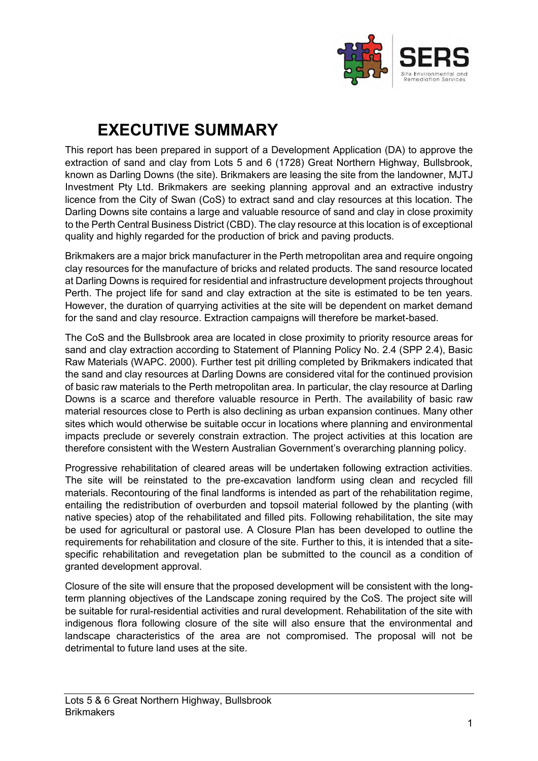# EXECUTIVE SUMMARY

This report has been prepared in support of a Development Application (DA) to approve the extraction of sand and clay from Lots 5 and 6 (1728) Great Northern Highway, Bullsbrook, known as Darling Downs (the site). Brikmakers are leasing the site from the landowner, MJTJ Investment Pty Ltd. Brikmakers are seeking planning approval and an extractive industry licence from the City of Swan (CoS) to extract sand and clay resources at this location. The Darling Downs site contains a large and valuable resource of sand and clay in close proximity to the Perth Central Business District (CBD). The clay resource at this location is of exceptional quality and highly regarded for the production of brick and paving products.

Brikmakers are a major brick manufacturer in the Perth metropolitan area and require ongoing clay resources for the manufacture of bricks and related products. The sand resource located at Darling Downs is required for residential and infrastructure development projects throughout Perth. The project life for sand and clay extraction at the site is estimated to be ten years. However, the duration of quarrying activities at the site will be dependent on market demand for the sand and clay resource. Extraction campaigns will therefore be market-based.

The CoS and the Bullsbrook area are located in close proximity to priority resource areas for sand and clay extraction according to Statement of Planning Policy No. 2.4 (SPP 2.4), Basic Raw Materials (WAPC. 2000). Further test pit drilling completed by Brikmakers indicated that the sand and clay resources at Darling Downs are considered vital for the continued provision of basic raw materials to the Perth metropolitan area. In particular, the clay resource at Darling Downs is a scarce and therefore valuable resource in Perth. The availability of basic raw material resources close to Perth is also declining as urban expansion continues. Many other sites which would otherwise be suitable occur in locations where planning and environmental impacts preclude or severely constrain extraction. The project activities at this location are therefore consistent with the Western Australian Government's overarching planning policy.

Progressive rehabilitation of cleared areas will be undertaken following extraction activities. The site will be reinstated to the pre-excavation landform using clean and recycled fill materials. Recontouring of the final landforms is intended as part of the rehabilitation regime, entailing the redistribution of overburden and topsoil material followed by the planting (with native species) atop of the rehabilitated and filled pits. Following rehabilitation, the site may be used for agricultural or pastoral use. A Closure Plan has been developed to outline the requirements for rehabilitation and closure of the site. Further to this, it is intended that a site-specific rehabilitation and revegetation plan be submitted to the council as a condition of granted development approval.

Closure of the site will ensure that the proposed development will be consistent with the long-term planning objectives of the Landscape zoning required by the CoS. The project site will be suitable for rural-residential activities and rural development. Rehabilitation of the site with indigenous flora following closure of the site will also ensure that the environmental and landscape characteristics of the area are not compromised. The proposal will not be detrimental to future land uses at the site.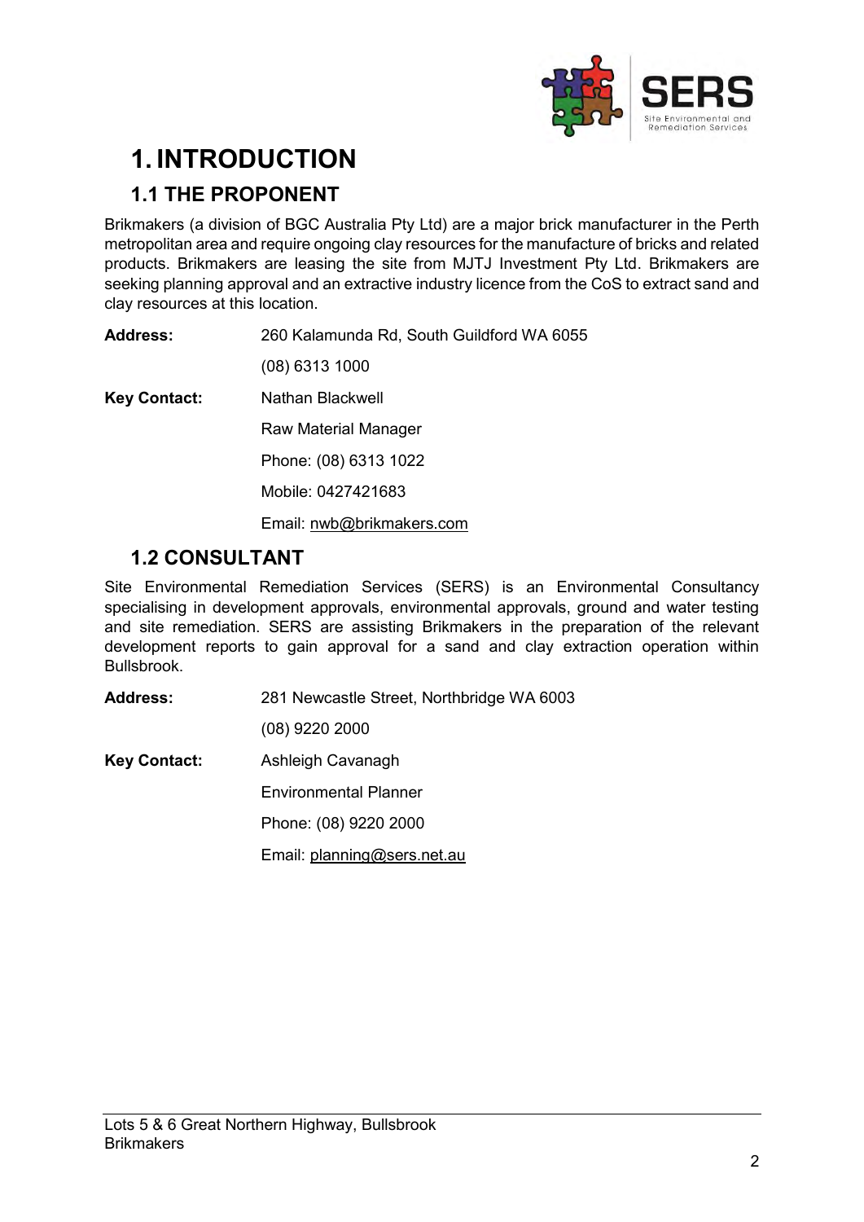# 1. INTRODUCTION

## 1.1 THE PROPONENT

Brikmakers (a division of BGC Australia Pty Ltd) are a major brick manufacturer in the Perth metropolitan area and require ongoing clay resources for the manufacture of bricks and related products. Brikmakers are leasing the site from MJTJ Investment Pty Ltd. Brikmakers are seeking planning approval and an extractive industry licence from the CoS to extract sand and clay resources at this location.

| | |
|---|---|
| **Address:** | 260 Kalamunda Rd, South Guildford WA 6055 |
| | (08) 6313 1000 |
| **Key Contact:** | Nathan Blackwell |
| | Raw Material Manager |
| | Phone: (08) 6313 1022 |
| | Mobile: 0427421683 |
| | Email: nwb@brikmakers.com |

## 1.2 CONSULTANT

Site Environmental Remediation Services (SERS) is an Environmental Consultancy specialising in development approvals, environmental approvals, ground and water testing and site remediation. SERS are assisting Brikmakers in the preparation of the relevant development reports to gain approval for a sand and clay extraction operation within Bullsbrook.

| | |
|---|---|
| **Address:** | 281 Newcastle Street, Northbridge WA 6003 |
| | (08) 9220 2000 |
| **Key Contact:** | Ashleigh Cavanagh |
| | Environmental Planner |
| | Phone: (08) 9220 2000 |
| | Email: planning@sers.net.au |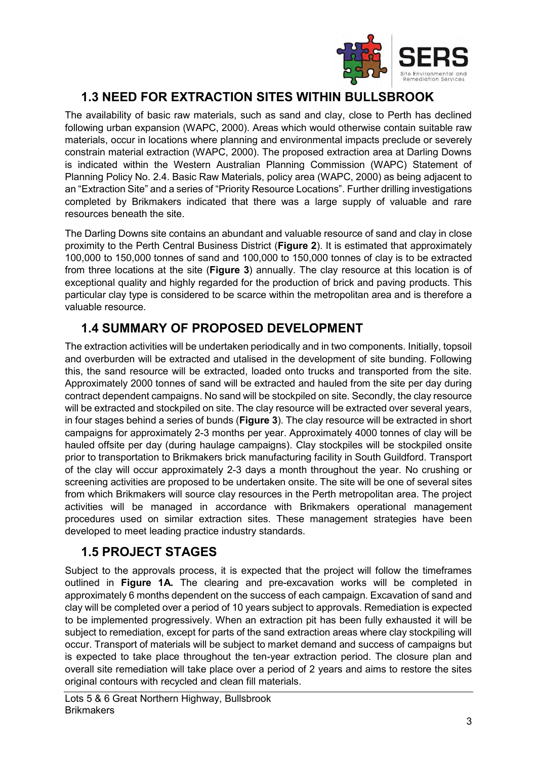## 1.3 NEED FOR EXTRACTION SITES WITHIN BULLSBROOK

The availability of basic raw materials, such as sand and clay, close to Perth has declined following urban expansion (WAPC, 2000). Areas which would otherwise contain suitable raw materials, occur in locations where planning and environmental impacts preclude or severely constrain material extraction (WAPC, 2000). The proposed extraction area at Darling Downs is indicated within the Western Australian Planning Commission (WAPC) Statement of Planning Policy No. 2.4. Basic Raw Materials, policy area (WAPC, 2000) as being adjacent to an "Extraction Site" and a series of "Priority Resource Locations". Further drilling investigations completed by Brikmakers indicated that there was a large supply of valuable and rare resources beneath the site.

The Darling Downs site contains an abundant and valuable resource of sand and clay in close proximity to the Perth Central Business District (**Figure 2**). It is estimated that approximately 100,000 to 150,000 tonnes of sand and 100,000 to 150,000 tonnes of clay is to be extracted from three locations at the site (**Figure 3**) annually. The clay resource at this location is of exceptional quality and highly regarded for the production of brick and paving products. This particular clay type is considered to be scarce within the metropolitan area and is therefore a valuable resource.

## 1.4 SUMMARY OF PROPOSED DEVELOPMENT

The extraction activities will be undertaken periodically and in two components. Initially, topsoil and overburden will be extracted and utalised in the development of site bunding. Following this, the sand resource will be extracted, loaded onto trucks and transported from the site. Approximately 2000 tonnes of sand will be extracted and hauled from the site per day during contract dependent campaigns. No sand will be stockpiled on site. Secondly, the clay resource will be extracted and stockpiled on site. The clay resource will be extracted over several years, in four stages behind a series of bunds (**Figure 3**). The clay resource will be extracted in short campaigns for approximately 2-3 months per year. Approximately 4000 tonnes of clay will be hauled offsite per day (during haulage campaigns). Clay stockpiles will be stockpiled onsite prior to transportation to Brikmakers brick manufacturing facility in South Guildford. Transport of the clay will occur approximately 2-3 days a month throughout the year. No crushing or screening activities are proposed to be undertaken onsite. The site will be one of several sites from which Brikmakers will source clay resources in the Perth metropolitan area. The project activities will be managed in accordance with Brikmakers operational management procedures used on similar extraction sites. These management strategies have been developed to meet leading practice industry standards.

## 1.5 PROJECT STAGES

Subject to the approvals process, it is expected that the project will follow the timeframes outlined in **Figure 1A.** The clearing and pre-excavation works will be completed in approximately 6 months dependent on the success of each campaign. Excavation of sand and clay will be completed over a period of 10 years subject to approvals. Remediation is expected to be implemented progressively. When an extraction pit has been fully exhausted it will be subject to remediation, except for parts of the sand extraction areas where clay stockpiling will occur. Transport of materials will be subject to market demand and success of campaigns but is expected to take place throughout the ten-year extraction period. The closure plan and overall site remediation will take place over a period of 2 years and aims to restore the sites original contours with recycled and clean fill materials.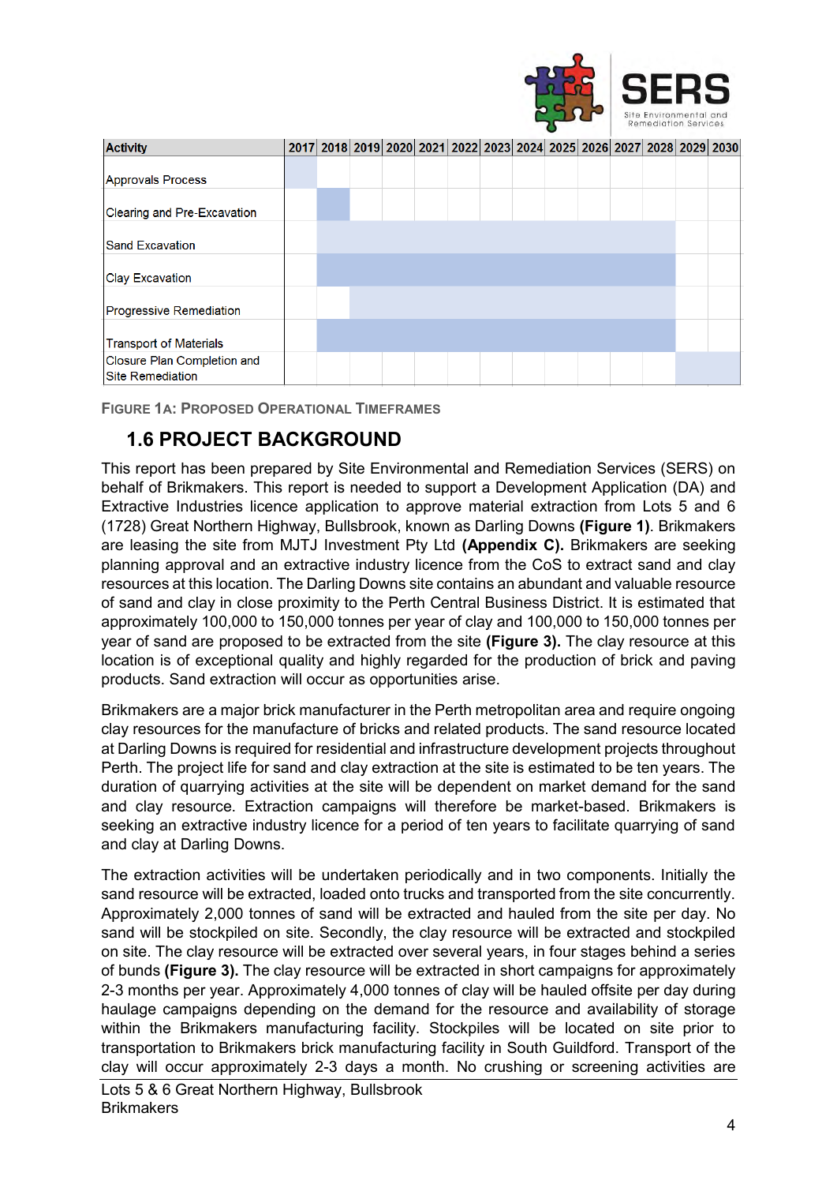Activity

2017 2018 2019 2020 2021 2022 2023 2024 2025 2026 2027 2028 2029 2030

Approvals Process

Clearing and Pre-Excavation

Sand Excavation

Clay Excavation

Progressive Remediation

Transport of Materials

Closure Plan Completion and Site Remediation

**FIGURE 1A: PROPOSED OPERATIONAL TIMEFRAMES**

## 1.6 PROJECT BACKGROUND

This report has been prepared by Site Environmental and Remediation Services (SERS) on behalf of Brikmakers. This report is needed to support a Development Application (DA) and Extractive Industries licence application to approve material extraction from Lots 5 and 6 (1728) Great Northern Highway, Bullsbrook, known as Darling Downs **(Figure 1)**. Brikmakers are leasing the site from MJTJ Investment Pty Ltd **(Appendix C).** Brikmakers are seeking planning approval and an extractive industry licence from the CoS to extract sand and clay resources at this location. The Darling Downs site contains an abundant and valuable resource of sand and clay in close proximity to the Perth Central Business District. It is estimated that approximately 100,000 to 150,000 tonnes per year of clay and 100,000 to 150,000 tonnes per year of sand are proposed to be extracted from the site **(Figure 3).** The clay resource at this location is of exceptional quality and highly regarded for the production of brick and paving products. Sand extraction will occur as opportunities arise.

Brikmakers are a major brick manufacturer in the Perth metropolitan area and require ongoing clay resources for the manufacture of bricks and related products. The sand resource located at Darling Downs is required for residential and infrastructure development projects throughout Perth. The project life for sand and clay extraction at the site is estimated to be ten years. The duration of quarrying activities at the site will be dependent on market demand for the sand and clay resource. Extraction campaigns will therefore be market-based. Brikmakers is seeking an extractive industry licence for a period of ten years to facilitate quarrying of sand and clay at Darling Downs.

The extraction activities will be undertaken periodically and in two components. Initially the sand resource will be extracted, loaded onto trucks and transported from the site concurrently. Approximately 2,000 tonnes of sand will be extracted and hauled from the site per day. No sand will be stockpiled on site. Secondly, the clay resource will be extracted and stockpiled on site. The clay resource will be extracted over several years, in four stages behind a series of bunds **(Figure 3).** The clay resource will be extracted in short campaigns for approximately 2-3 months per year. Approximately 4,000 tonnes of clay will be hauled offsite per day during haulage campaigns depending on the demand for the resource and availability of storage within the Brikmakers manufacturing facility. Stockpiles will be located on site prior to transportation to Brikmakers brick manufacturing facility in South Guildford. Transport of the clay will occur approximately 2-3 days a month. No crushing or screening activities are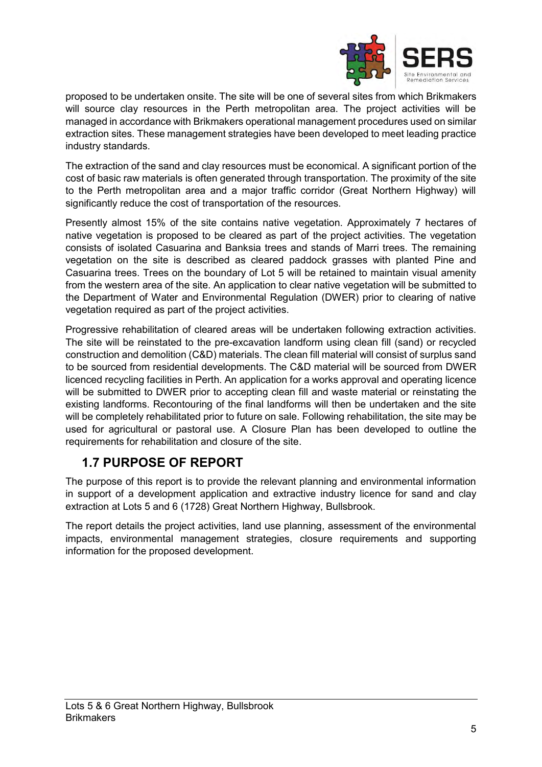proposed to be undertaken onsite. The site will be one of several sites from which Brikmakers will source clay resources in the Perth metropolitan area. The project activities will be managed in accordance with Brikmakers operational management procedures used on similar extraction sites. These management strategies have been developed to meet leading practice industry standards.

The extraction of the sand and clay resources must be economical. A significant portion of the cost of basic raw materials is often generated through transportation. The proximity of the site to the Perth metropolitan area and a major traffic corridor (Great Northern Highway) will significantly reduce the cost of transportation of the resources.

Presently almost 15% of the site contains native vegetation. Approximately 7 hectares of native vegetation is proposed to be cleared as part of the project activities. The vegetation consists of isolated Casuarina and Banksia trees and stands of Marri trees. The remaining vegetation on the site is described as cleared paddock grasses with planted Pine and Casuarina trees. Trees on the boundary of Lot 5 will be retained to maintain visual amenity from the western area of the site. An application to clear native vegetation will be submitted to the Department of Water and Environmental Regulation (DWER) prior to clearing of native vegetation required as part of the project activities.

Progressive rehabilitation of cleared areas will be undertaken following extraction activities. The site will be reinstated to the pre-excavation landform using clean fill (sand) or recycled construction and demolition (C&D) materials. The clean fill material will consist of surplus sand to be sourced from residential developments. The C&D material will be sourced from DWER licenced recycling facilities in Perth. An application for a works approval and operating licence will be submitted to DWER prior to accepting clean fill and waste material or reinstating the existing landforms. Recontouring of the final landforms will then be undertaken and the site will be completely rehabilitated prior to future on sale. Following rehabilitation, the site may be used for agricultural or pastoral use. A Closure Plan has been developed to outline the requirements for rehabilitation and closure of the site.

## 1.7 PURPOSE OF REPORT

The purpose of this report is to provide the relevant planning and environmental information in support of a development application and extractive industry licence for sand and clay extraction at Lots 5 and 6 (1728) Great Northern Highway, Bullsbrook.

The report details the project activities, land use planning, assessment of the environmental impacts, environmental management strategies, closure requirements and supporting information for the proposed development.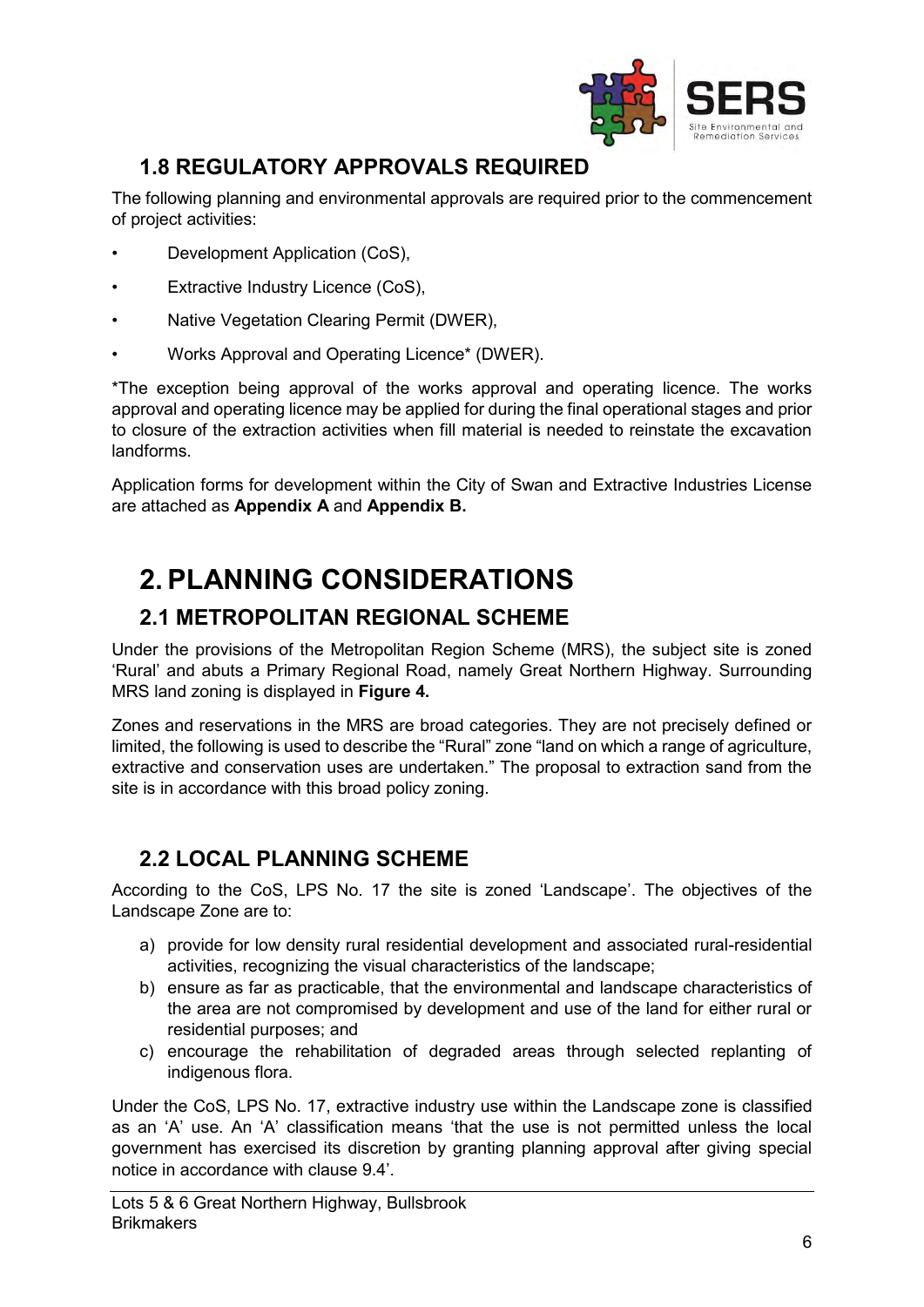## 1.8 REGULATORY APPROVALS REQUIRED

The following planning and environmental approvals are required prior to the commencement of project activities:

- Development Application (CoS),
- Extractive Industry Licence (CoS),
- Native Vegetation Clearing Permit (DWER),
- Works Approval and Operating Licence* (DWER).

*The exception being approval of the works approval and operating licence. The works approval and operating licence may be applied for during the final operational stages and prior to closure of the extraction activities when fill material is needed to reinstate the excavation landforms.

Application forms for development within the City of Swan and Extractive Industries License are attached as **Appendix A** and **Appendix B.**

# 2. PLANNING CONSIDERATIONS

## 2.1 METROPOLITAN REGIONAL SCHEME

Under the provisions of the Metropolitan Region Scheme (MRS), the subject site is zoned 'Rural' and abuts a Primary Regional Road, namely Great Northern Highway. Surrounding MRS land zoning is displayed in **Figure 4.**

Zones and reservations in the MRS are broad categories. They are not precisely defined or limited, the following is used to describe the "Rural" zone "land on which a range of agriculture, extractive and conservation uses are undertaken." The proposal to extraction sand from the site is in accordance with this broad policy zoning.

## 2.2 LOCAL PLANNING SCHEME

According to the CoS, LPS No. 17 the site is zoned 'Landscape'. The objectives of the Landscape Zone are to:

a) provide for low density rural residential development and associated rural-residential activities, recognizing the visual characteristics of the landscape;
b) ensure as far as practicable, that the environmental and landscape characteristics of the area are not compromised by development and use of the land for either rural or residential purposes; and
c) encourage the rehabilitation of degraded areas through selected replanting of indigenous flora.

Under the CoS, LPS No. 17, extractive industry use within the Landscape zone is classified as an 'A' use. An 'A' classification means 'that the use is not permitted unless the local government has exercised its discretion by granting planning approval after giving special notice in accordance with clause 9.4'.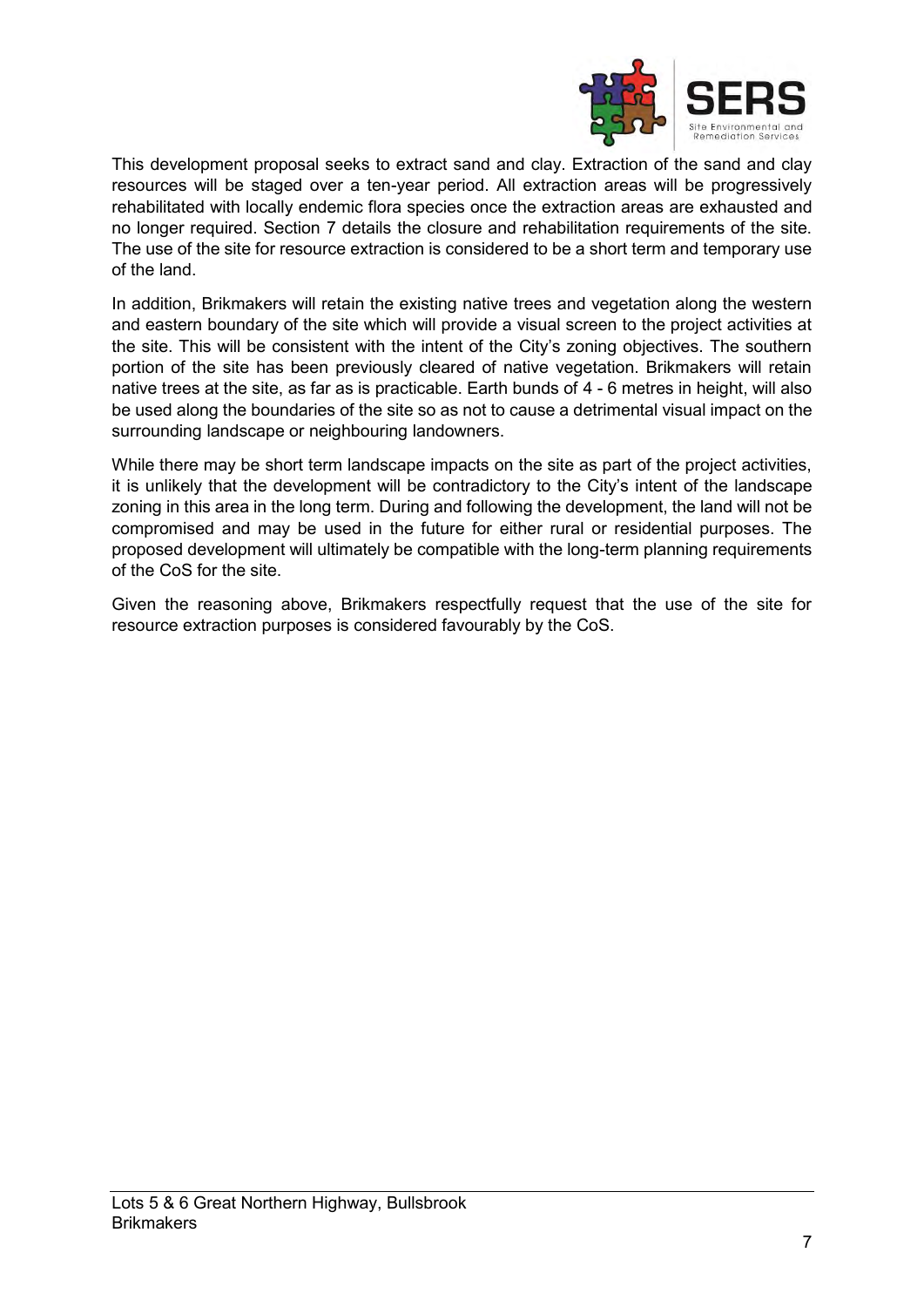This development proposal seeks to extract sand and clay. Extraction of the sand and clay resources will be staged over a ten-year period. All extraction areas will be progressively rehabilitated with locally endemic flora species once the extraction areas are exhausted and no longer required. Section 7 details the closure and rehabilitation requirements of the site. The use of the site for resource extraction is considered to be a short term and temporary use of the land.

In addition, Brikmakers will retain the existing native trees and vegetation along the western and eastern boundary of the site which will provide a visual screen to the project activities at the site. This will be consistent with the intent of the City's zoning objectives. The southern portion of the site has been previously cleared of native vegetation. Brikmakers will retain native trees at the site, as far as is practicable. Earth bunds of 4 - 6 metres in height, will also be used along the boundaries of the site so as not to cause a detrimental visual impact on the surrounding landscape or neighbouring landowners.

While there may be short term landscape impacts on the site as part of the project activities, it is unlikely that the development will be contradictory to the City's intent of the landscape zoning in this area in the long term. During and following the development, the land will not be compromised and may be used in the future for either rural or residential purposes. The proposed development will ultimately be compatible with the long-term planning requirements of the CoS for the site.

Given the reasoning above, Brikmakers respectfully request that the use of the site for resource extraction purposes is considered favourably by the CoS.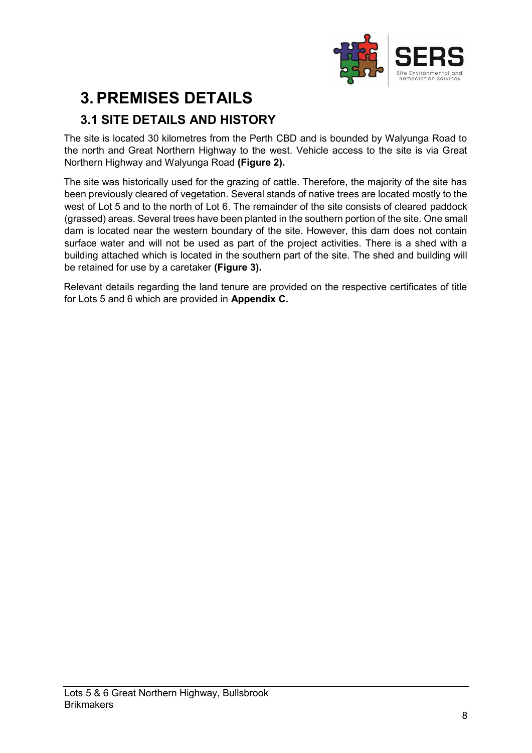# 3. PREMISES DETAILS

## 3.1 SITE DETAILS AND HISTORY

The site is located 30 kilometres from the Perth CBD and is bounded by Walyunga Road to the north and Great Northern Highway to the west. Vehicle access to the site is via Great Northern Highway and Walyunga Road **(Figure 2).**

The site was historically used for the grazing of cattle. Therefore, the majority of the site has been previously cleared of vegetation. Several stands of native trees are located mostly to the west of Lot 5 and to the north of Lot 6. The remainder of the site consists of cleared paddock (grassed) areas. Several trees have been planted in the southern portion of the site. One small dam is located near the western boundary of the site. However, this dam does not contain surface water and will not be used as part of the project activities. There is a shed with a building attached which is located in the southern part of the site. The shed and building will be retained for use by a caretaker **(Figure 3).**

Relevant details regarding the land tenure are provided on the respective certificates of title for Lots 5 and 6 which are provided in **Appendix C.**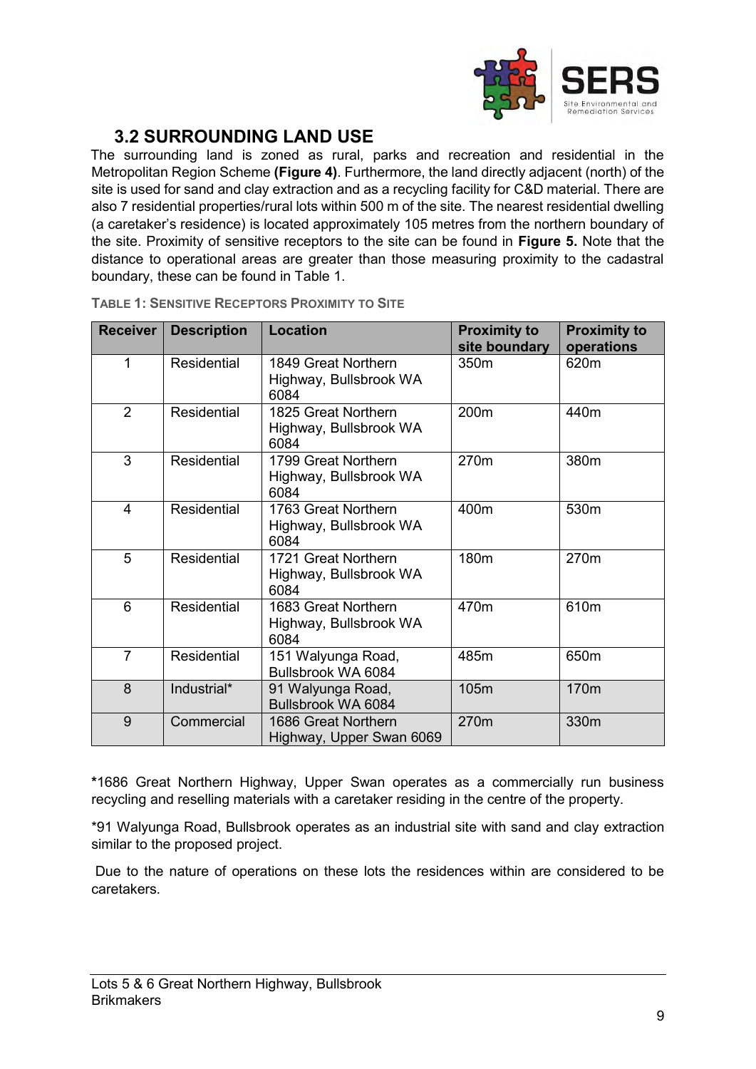## 3.2 SURROUNDING LAND USE

The surrounding land is zoned as rural, parks and recreation and residential in the Metropolitan Region Scheme **(Figure 4)**. Furthermore, the land directly adjacent (north) of the site is used for sand and clay extraction and as a recycling facility for C&D material. There are also 7 residential properties/rural lots within 500 m of the site. The nearest residential dwelling (a caretaker's residence) is located approximately 105 metres from the northern boundary of the site. Proximity of sensitive receptors to the site can be found in **Figure 5.** Note that the distance to operational areas are greater than those measuring proximity to the cadastral boundary, these can be found in Table 1.

**TABLE 1: SENSITIVE RECEPTORS PROXIMITY TO SITE**

| Receiver | Description | Location | Proximity to site boundary | Proximity to operations |
|---|---|---|---|---|
| 1 | Residential | 1849 Great Northern Highway, Bullsbrook WA 6084 | 350m | 620m |
| 2 | Residential | 1825 Great Northern Highway, Bullsbrook WA 6084 | 200m | 440m |
| 3 | Residential | 1799 Great Northern Highway, Bullsbrook WA 6084 | 270m | 380m |
| 4 | Residential | 1763 Great Northern Highway, Bullsbrook WA 6084 | 400m | 530m |
| 5 | Residential | 1721 Great Northern Highway, Bullsbrook WA 6084 | 180m | 270m |
| 6 | Residential | 1683 Great Northern Highway, Bullsbrook WA 6084 | 470m | 610m |
| 7 | Residential | 151 Walyunga Road, Bullsbrook WA 6084 | 485m | 650m |
| 8 | Industrial* | 91 Walyunga Road, Bullsbrook WA 6084 | 105m | 170m |
| 9 | Commercial | 1686 Great Northern Highway, Upper Swan 6069 | 270m | 330m |

***1686 Great Northern Highway, Upper Swan operates as a commercially run business recycling and reselling materials with a caretaker residing in the centre of the property.

*91 Walyunga Road, Bullsbrook operates as an industrial site with sand and clay extraction similar to the proposed project.

Due to the nature of operations on these lots the residences within are considered to be caretakers.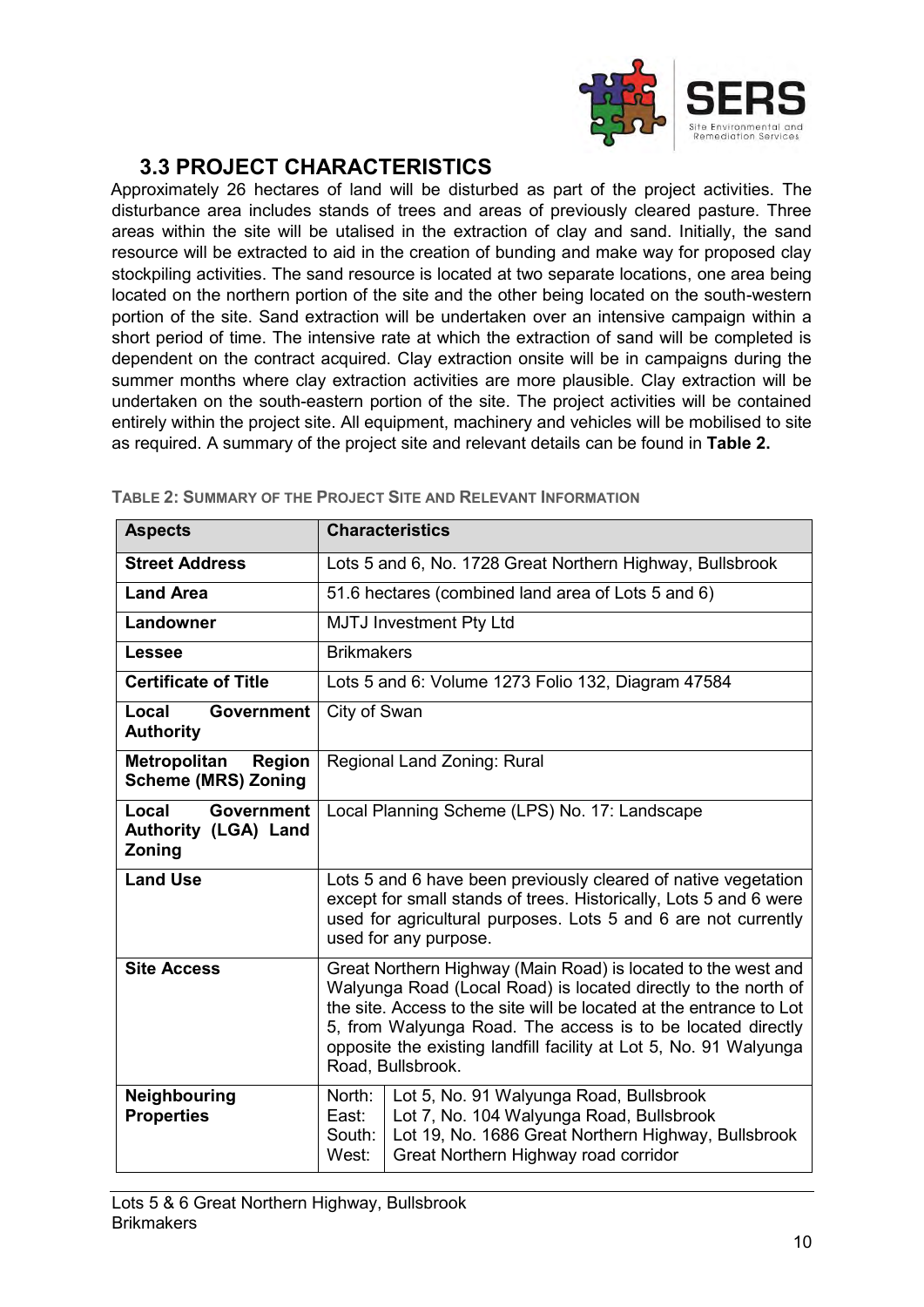## 3.3 PROJECT CHARACTERISTICS

Approximately 26 hectares of land will be disturbed as part of the project activities. The disturbance area includes stands of trees and areas of previously cleared pasture. Three areas within the site will be utalised in the extraction of clay and sand. Initially, the sand resource will be extracted to aid in the creation of bunding and make way for proposed clay stockpiling activities. The sand resource is located at two separate locations, one area being located on the northern portion of the site and the other being located on the south-western portion of the site. Sand extraction will be undertaken over an intensive campaign within a short period of time. The intensive rate at which the extraction of sand will be completed is dependent on the contract acquired. Clay extraction onsite will be in campaigns during the summer months where clay extraction activities are more plausible. Clay extraction will be undertaken on the south-eastern portion of the site. The project activities will be contained entirely within the project site. All equipment, machinery and vehicles will be mobilised to site as required. A summary of the project site and relevant details can be found in **Table 2.**

TABLE 2: SUMMARY OF THE PROJECT SITE AND RELEVANT INFORMATION

| Aspects | Characteristics |
|---|---|
| **Street Address** | Lots 5 and 6, No. 1728 Great Northern Highway, Bullsbrook |
| **Land Area** | 51.6 hectares (combined land area of Lots 5 and 6) |
| **Landowner** | MJTJ Investment Pty Ltd |
| **Lessee** | Brikmakers |
| **Certificate of Title** | Lots 5 and 6: Volume 1273 Folio 132, Diagram 47584 |
| **Local Government Authority** | City of Swan |
| **Metropolitan Region Scheme (MRS) Zoning** | Regional Land Zoning: Rural |
| **Local Government Authority (LGA) Land Zoning** | Local Planning Scheme (LPS) No. 17: Landscape |
| **Land Use** | Lots 5 and 6 have been previously cleared of native vegetation except for small stands of trees. Historically, Lots 5 and 6 were used for agricultural purposes. Lots 5 and 6 are not currently used for any purpose. |
| **Site Access** | Great Northern Highway (Main Road) is located to the west and Walyunga Road (Local Road) is located directly to the north of the site. Access to the site will be located at the entrance to Lot 5, from Walyunga Road. The access is to be located directly opposite the existing landfill facility at Lot 5, No. 91 Walyunga Road, Bullsbrook. |
| **Neighbouring Properties** | North: Lot 5, No. 91 Walyunga Road, Bullsbrook<br>East: Lot 7, No. 104 Walyunga Road, Bullsbrook<br>South: Lot 19, No. 1686 Great Northern Highway, Bullsbrook<br>West: Great Northern Highway road corridor |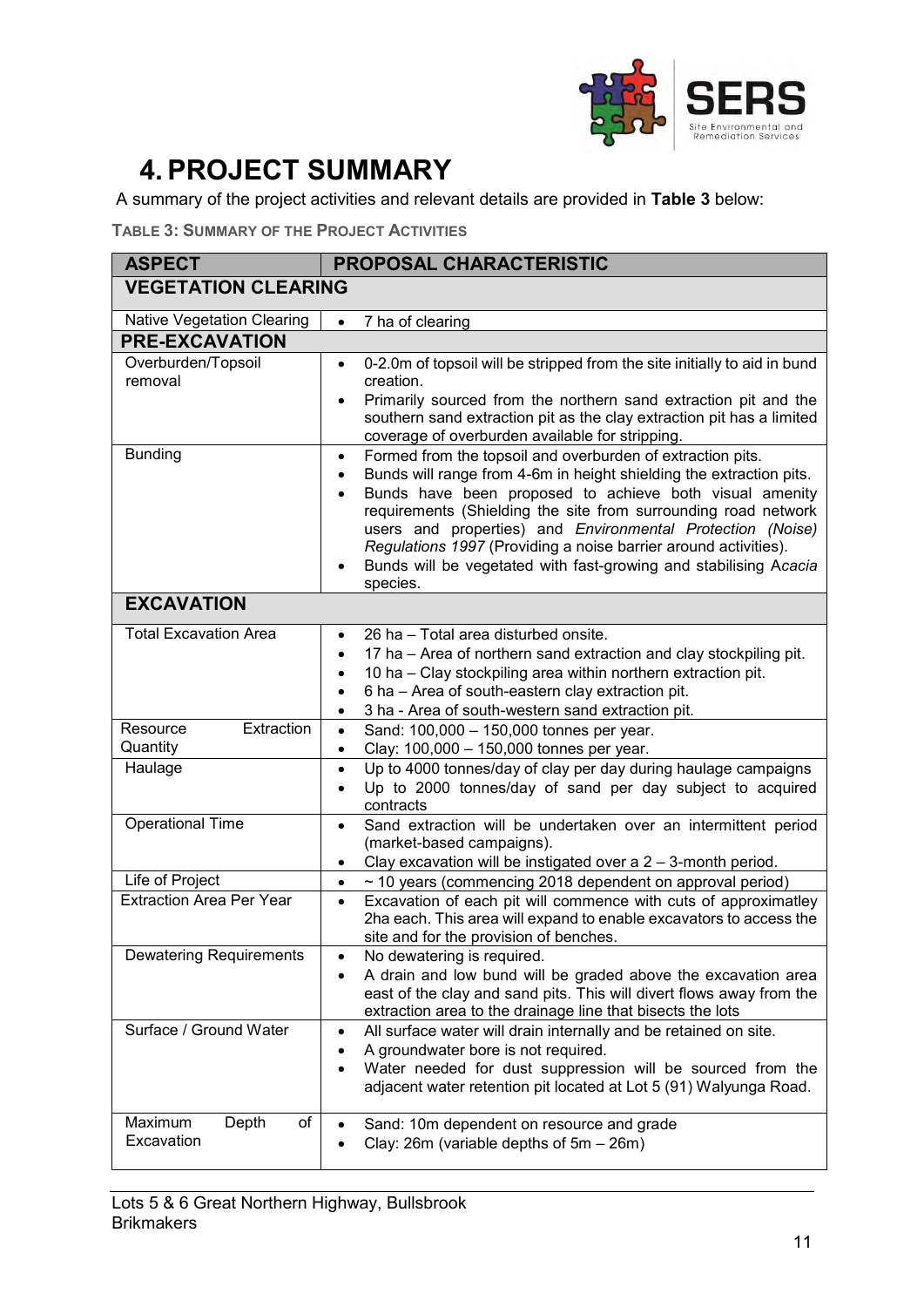# 4. PROJECT SUMMARY

A summary of the project activities and relevant details are provided in **Table 3** below:

**TABLE 3: SUMMARY OF THE PROJECT ACTIVITIES**

| ASPECT | PROPOSAL CHARACTERISTIC |
|---|---|
| **VEGETATION CLEARING** | |
| Native Vegetation Clearing | • 7 ha of clearing |
| **PRE-EXCAVATION** | |
| Overburden/Topsoil removal | • 0-2.0m of topsoil will be stripped from the site initially to aid in bund creation.<br>• Primarily sourced from the northern sand extraction pit and the southern sand extraction pit as the clay extraction pit has a limited coverage of overburden available for stripping. |
| Bunding | • Formed from the topsoil and overburden of extraction pits.<br>• Bunds will range from 4-6m in height shielding the extraction pits.<br>• Bunds have been proposed to achieve both visual amenity requirements (Shielding the site from surrounding road network users and properties) and *Environmental Protection (Noise) Regulations 1997* (Providing a noise barrier around activities).<br>• Bunds will be vegetated with fast-growing and stabilising A*cacia* species. |
| **EXCAVATION** | |
| Total Excavation Area | • 26 ha – Total area disturbed onsite.<br>• 17 ha – Area of northern sand extraction and clay stockpiling pit.<br>• 10 ha – Clay stockpiling area within northern extraction pit.<br>• 6 ha – Area of south-eastern clay extraction pit.<br>• 3 ha - Area of south-western sand extraction pit. |
| Resource Extraction Quantity | • Sand: 100,000 – 150,000 tonnes per year.<br>• Clay: 100,000 – 150,000 tonnes per year. |
| Haulage | • Up to 4000 tonnes/day of clay per day during haulage campaigns<br>• Up to 2000 tonnes/day of sand per day subject to acquired contracts |
| Operational Time | • Sand extraction will be undertaken over an intermittent period (market-based campaigns).<br>• Clay excavation will be instigated over a 2 – 3-month period. |
| Life of Project | • ~ 10 years (commencing 2018 dependent on approval period) |
| Extraction Area Per Year | • Excavation of each pit will commence with cuts of approximatley 2ha each. This area will expand to enable excavators to access the site and for the provision of benches. |
| Dewatering Requirements | • No dewatering is required.<br>• A drain and low bund will be graded above the excavation area east of the clay and sand pits. This will divert flows away from the extraction area to the drainage line that bisects the lots |
| Surface / Ground Water | • All surface water will drain internally and be retained on site.<br>• A groundwater bore is not required.<br>• Water needed for dust suppression will be sourced from the adjacent water retention pit located at Lot 5 (91) Walyunga Road. |
| Maximum Depth of Excavation | • Sand: 10m dependent on resource and grade<br>• Clay: 26m (variable depths of 5m – 26m) |

Lots 5 & 6 Great Northern Highway, Bullsbrook
Brikmakers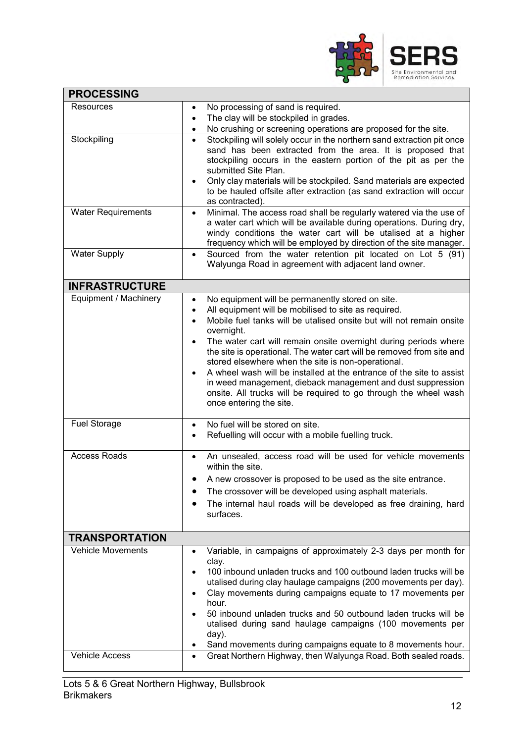| | |
|---|---|
| **PROCESSING** | |
| Resources | • No processing of sand is required.<br>• The clay will be stockpiled in grades.<br>• No crushing or screening operations are proposed for the site. |
| Stockpiling | • Stockpiling will solely occur in the northern sand extraction pit once sand has been extracted from the area. It is proposed that stockpiling occurs in the eastern portion of the pit as per the submitted Site Plan.<br>• Only clay materials will be stockpiled. Sand materials are expected to be hauled offsite after extraction (as sand extraction will occur as contracted). |
| Water Requirements | • Minimal. The access road shall be regularly watered via the use of a water cart which will be available during operations. During dry, windy conditions the water cart will be utalised at a higher frequency which will be employed by direction of the site manager. |
| Water Supply | • Sourced from the water retention pit located on Lot 5 (91) Walyunga Road in agreement with adjacent land owner. |
| **INFRASTRUCTURE** | |
| Equipment / Machinery | • No equipment will be permanently stored on site.<br>• All equipment will be mobilised to site as required.<br>• Mobile fuel tanks will be utalised onsite but will not remain onsite overnight.<br>• The water cart will remain onsite overnight during periods where the site is operational. The water cart will be removed from site and stored elsewhere when the site is non-operational.<br>• A wheel wash will be installed at the entrance of the site to assist in weed management, dieback management and dust suppression onsite. All trucks will be required to go through the wheel wash once entering the site. |
| Fuel Storage | • No fuel will be stored on site.<br>• Refuelling will occur with a mobile fuelling truck. |
| Access Roads | • An unsealed, access road will be used for vehicle movements within the site.<br>• A new crossover is proposed to be used as the site entrance.<br>• The crossover will be developed using asphalt materials.<br>• The internal haul roads will be developed as free draining, hard surfaces. |
| **TRANSPORTATION** | |
| Vehicle Movements | • Variable, in campaigns of approximately 2-3 days per month for clay.<br>• 100 inbound unladen trucks and 100 outbound laden trucks will be utalised during clay haulage campaigns (200 movements per day).<br>• Clay movements during campaigns equate to 17 movements per hour.<br>• 50 inbound unladen trucks and 50 outbound laden trucks will be utalised during sand haulage campaigns (100 movements per day).<br>• Sand movements during campaigns equate to 8 movements hour. |
| Vehicle Access | • Great Northern Highway, then Walyunga Road. Both sealed roads. |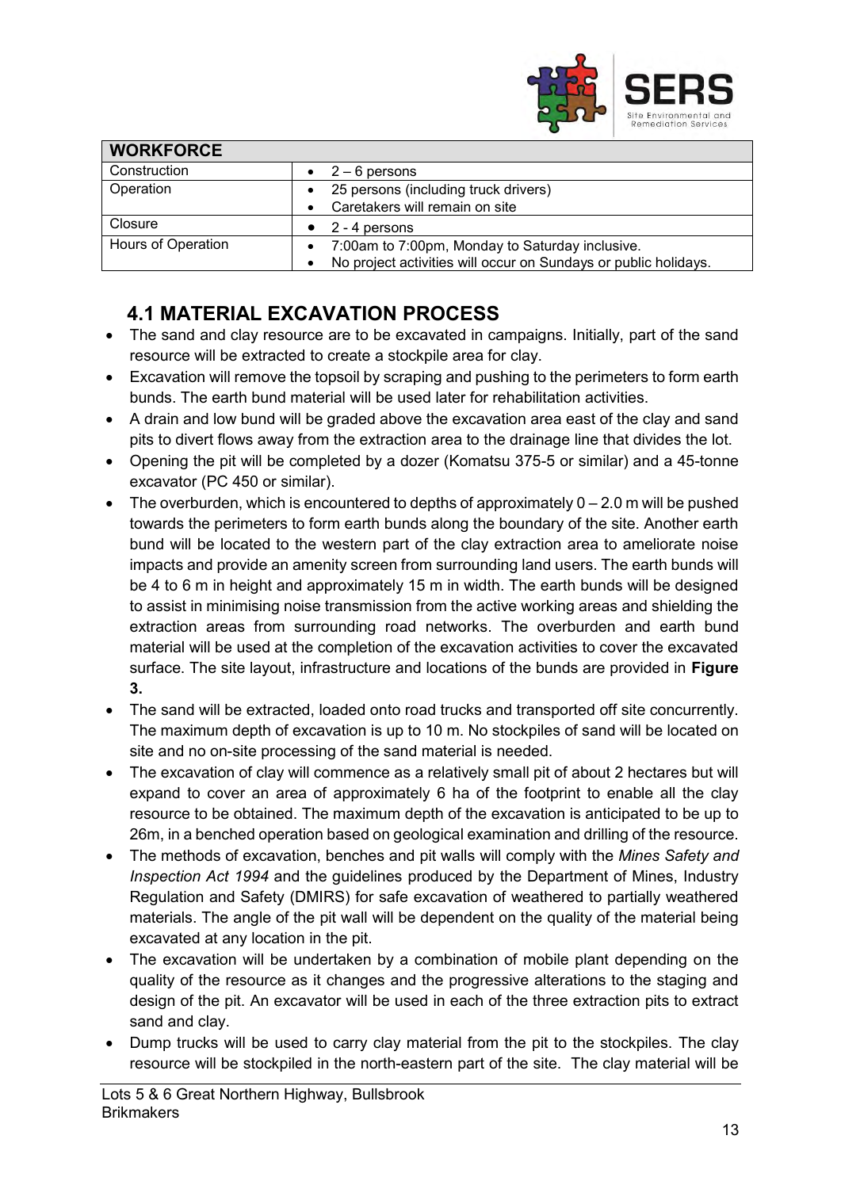| WORKFORCE | |
|---|---|
| Construction | • 2 – 6 persons |
| Operation | • 25 persons (including truck drivers)<br>• Caretakers will remain on site |
| Closure | • 2 - 4 persons |
| Hours of Operation | • 7:00am to 7:00pm, Monday to Saturday inclusive.<br>• No project activities will occur on Sundays or public holidays. |

## 4.1 MATERIAL EXCAVATION PROCESS

- The sand and clay resource are to be excavated in campaigns. Initially, part of the sand resource will be extracted to create a stockpile area for clay.
- Excavation will remove the topsoil by scraping and pushing to the perimeters to form earth bunds. The earth bund material will be used later for rehabilitation activities.
- A drain and low bund will be graded above the excavation area east of the clay and sand pits to divert flows away from the extraction area to the drainage line that divides the lot.
- Opening the pit will be completed by a dozer (Komatsu 375-5 or similar) and a 45-tonne excavator (PC 450 or similar).
- The overburden, which is encountered to depths of approximately 0 – 2.0 m will be pushed towards the perimeters to form earth bunds along the boundary of the site. Another earth bund will be located to the western part of the clay extraction area to ameliorate noise impacts and provide an amenity screen from surrounding land users. The earth bunds will be 4 to 6 m in height and approximately 15 m in width. The earth bunds will be designed to assist in minimising noise transmission from the active working areas and shielding the extraction areas from surrounding road networks. The overburden and earth bund material will be used at the completion of the excavation activities to cover the excavated surface. The site layout, infrastructure and locations of the bunds are provided in **Figure 3.**
- The sand will be extracted, loaded onto road trucks and transported off site concurrently. The maximum depth of excavation is up to 10 m. No stockpiles of sand will be located on site and no on-site processing of the sand material is needed.
- The excavation of clay will commence as a relatively small pit of about 2 hectares but will expand to cover an area of approximately 6 ha of the footprint to enable all the clay resource to be obtained. The maximum depth of the excavation is anticipated to be up to 26m, in a benched operation based on geological examination and drilling of the resource.
- The methods of excavation, benches and pit walls will comply with the *Mines Safety and Inspection Act 1994* and the guidelines produced by the Department of Mines, Industry Regulation and Safety (DMIRS) for safe excavation of weathered to partially weathered materials. The angle of the pit wall will be dependent on the quality of the material being excavated at any location in the pit.
- The excavation will be undertaken by a combination of mobile plant depending on the quality of the resource as it changes and the progressive alterations to the staging and design of the pit. An excavator will be used in each of the three extraction pits to extract sand and clay.
- Dump trucks will be used to carry clay material from the pit to the stockpiles. The clay resource will be stockpiled in the north-eastern part of the site. The clay material will be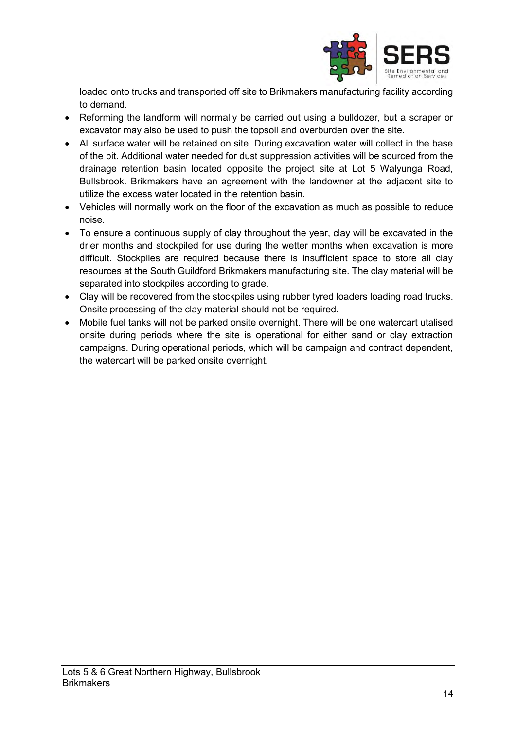loaded onto trucks and transported off site to Brikmakers manufacturing facility according to demand.

- Reforming the landform will normally be carried out using a bulldozer, but a scraper or excavator may also be used to push the topsoil and overburden over the site.
- All surface water will be retained on site. During excavation water will collect in the base of the pit. Additional water needed for dust suppression activities will be sourced from the drainage retention basin located opposite the project site at Lot 5 Walyunga Road, Bullsbrook. Brikmakers have an agreement with the landowner at the adjacent site to utilize the excess water located in the retention basin.
- Vehicles will normally work on the floor of the excavation as much as possible to reduce noise.
- To ensure a continuous supply of clay throughout the year, clay will be excavated in the drier months and stockpiled for use during the wetter months when excavation is more difficult. Stockpiles are required because there is insufficient space to store all clay resources at the South Guildford Brikmakers manufacturing site. The clay material will be separated into stockpiles according to grade.
- Clay will be recovered from the stockpiles using rubber tyred loaders loading road trucks. Onsite processing of the clay material should not be required.
- Mobile fuel tanks will not be parked onsite overnight. There will be one watercart utalised onsite during periods where the site is operational for either sand or clay extraction campaigns. During operational periods, which will be campaign and contract dependent, the watercart will be parked onsite overnight.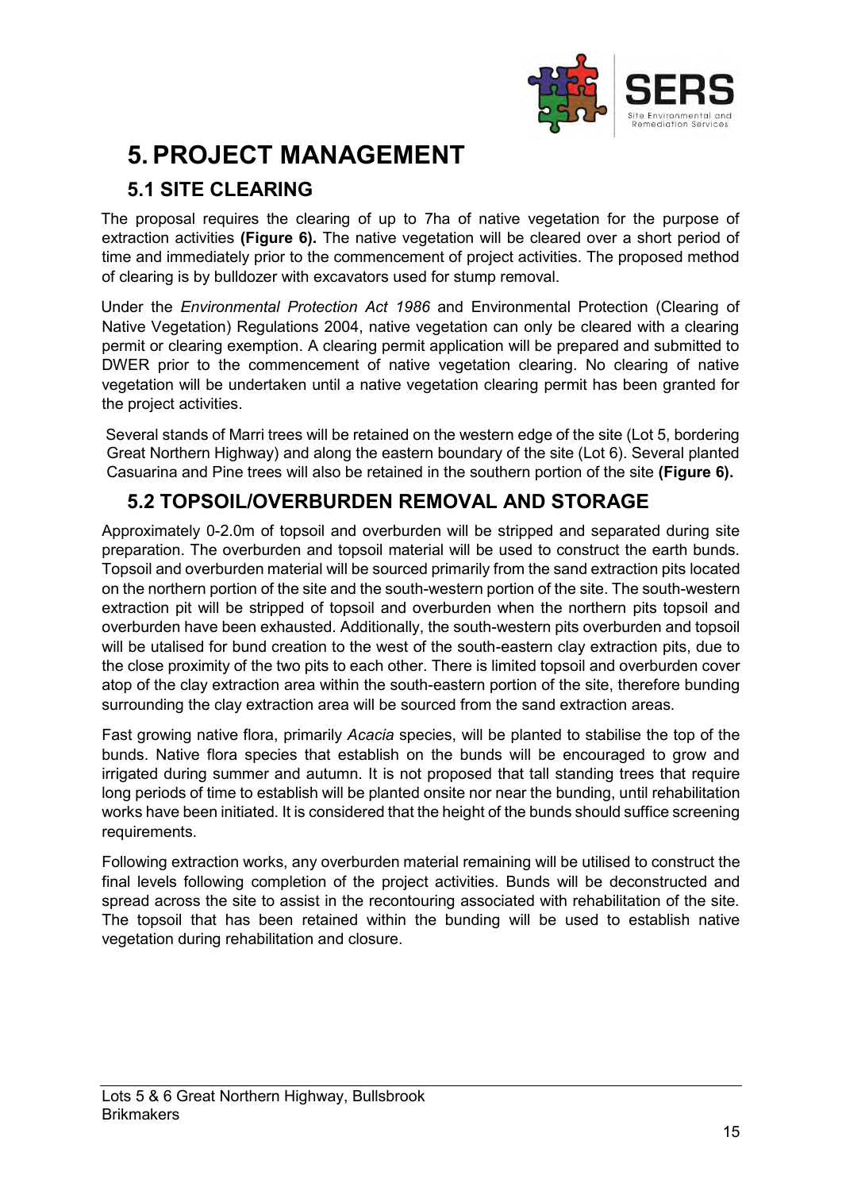# 5. PROJECT MANAGEMENT

## 5.1 SITE CLEARING

The proposal requires the clearing of up to 7ha of native vegetation for the purpose of extraction activities **(Figure 6).** The native vegetation will be cleared over a short period of time and immediately prior to the commencement of project activities. The proposed method of clearing is by bulldozer with excavators used for stump removal.

Under the *Environmental Protection Act 1986* and Environmental Protection (Clearing of Native Vegetation) Regulations 2004, native vegetation can only be cleared with a clearing permit or clearing exemption. A clearing permit application will be prepared and submitted to DWER prior to the commencement of native vegetation clearing. No clearing of native vegetation will be undertaken until a native vegetation clearing permit has been granted for the project activities.

Several stands of Marri trees will be retained on the western edge of the site (Lot 5, bordering Great Northern Highway) and along the eastern boundary of the site (Lot 6). Several planted Casuarina and Pine trees will also be retained in the southern portion of the site **(Figure 6).**

## 5.2 TOPSOIL/OVERBURDEN REMOVAL AND STORAGE

Approximately 0-2.0m of topsoil and overburden will be stripped and separated during site preparation. The overburden and topsoil material will be used to construct the earth bunds. Topsoil and overburden material will be sourced primarily from the sand extraction pits located on the northern portion of the site and the south-western portion of the site. The south-western extraction pit will be stripped of topsoil and overburden when the northern pits topsoil and overburden have been exhausted. Additionally, the south-western pits overburden and topsoil will be utalised for bund creation to the west of the south-eastern clay extraction pits, due to the close proximity of the two pits to each other. There is limited topsoil and overburden cover atop of the clay extraction area within the south-eastern portion of the site, therefore bunding surrounding the clay extraction area will be sourced from the sand extraction areas.

Fast growing native flora, primarily *Acacia* species, will be planted to stabilise the top of the bunds. Native flora species that establish on the bunds will be encouraged to grow and irrigated during summer and autumn. It is not proposed that tall standing trees that require long periods of time to establish will be planted onsite nor near the bunding, until rehabilitation works have been initiated. It is considered that the height of the bunds should suffice screening requirements.

Following extraction works, any overburden material remaining will be utilised to construct the final levels following completion of the project activities. Bunds will be deconstructed and spread across the site to assist in the recontouring associated with rehabilitation of the site. The topsoil that has been retained within the bunding will be used to establish native vegetation during rehabilitation and closure.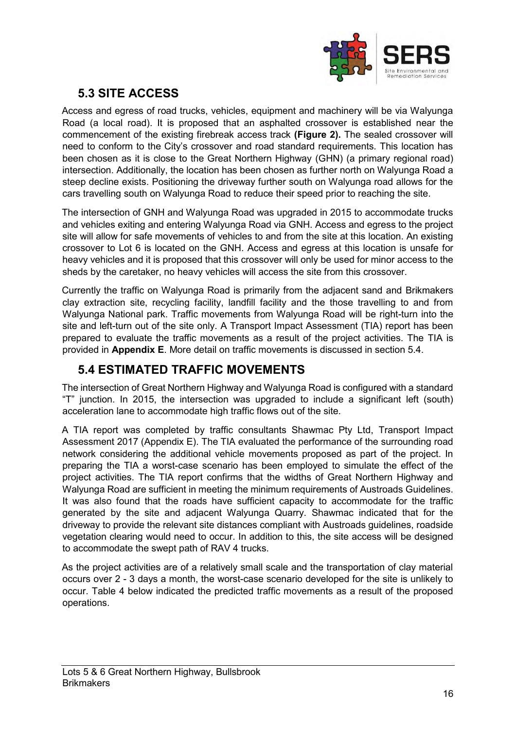## 5.3 SITE ACCESS

Access and egress of road trucks, vehicles, equipment and machinery will be via Walyunga Road (a local road). It is proposed that an asphalted crossover is established near the commencement of the existing firebreak access track **(Figure 2).** The sealed crossover will need to conform to the City's crossover and road standard requirements. This location has been chosen as it is close to the Great Northern Highway (GHN) (a primary regional road) intersection. Additionally, the location has been chosen as further north on Walyunga Road a steep decline exists. Positioning the driveway further south on Walyunga road allows for the cars travelling south on Walyunga Road to reduce their speed prior to reaching the site.

The intersection of GNH and Walyunga Road was upgraded in 2015 to accommodate trucks and vehicles exiting and entering Walyunga Road via GNH. Access and egress to the project site will allow for safe movements of vehicles to and from the site at this location. An existing crossover to Lot 6 is located on the GNH. Access and egress at this location is unsafe for heavy vehicles and it is proposed that this crossover will only be used for minor access to the sheds by the caretaker, no heavy vehicles will access the site from this crossover.

Currently the traffic on Walyunga Road is primarily from the adjacent sand and Brikmakers clay extraction site, recycling facility, landfill facility and the those travelling to and from Walyunga National park. Traffic movements from Walyunga Road will be right-turn into the site and left-turn out of the site only. A Transport Impact Assessment (TIA) report has been prepared to evaluate the traffic movements as a result of the project activities. The TIA is provided in **Appendix E**. More detail on traffic movements is discussed in section 5.4.

## 5.4 ESTIMATED TRAFFIC MOVEMENTS

The intersection of Great Northern Highway and Walyunga Road is configured with a standard "T" junction. In 2015, the intersection was upgraded to include a significant left (south) acceleration lane to accommodate high traffic flows out of the site.

A TIA report was completed by traffic consultants Shawmac Pty Ltd, Transport Impact Assessment 2017 (Appendix E). The TIA evaluated the performance of the surrounding road network considering the additional vehicle movements proposed as part of the project. In preparing the TIA a worst-case scenario has been employed to simulate the effect of the project activities. The TIA report confirms that the widths of Great Northern Highway and Walyunga Road are sufficient in meeting the minimum requirements of Austroads Guidelines. It was also found that the roads have sufficient capacity to accommodate for the traffic generated by the site and adjacent Walyunga Quarry. Shawmac indicated that for the driveway to provide the relevant site distances compliant with Austroads guidelines, roadside vegetation clearing would need to occur. In addition to this, the site access will be designed to accommodate the swept path of RAV 4 trucks.

As the project activities are of a relatively small scale and the transportation of clay material occurs over 2 - 3 days a month, the worst-case scenario developed for the site is unlikely to occur. Table 4 below indicated the predicted traffic movements as a result of the proposed operations.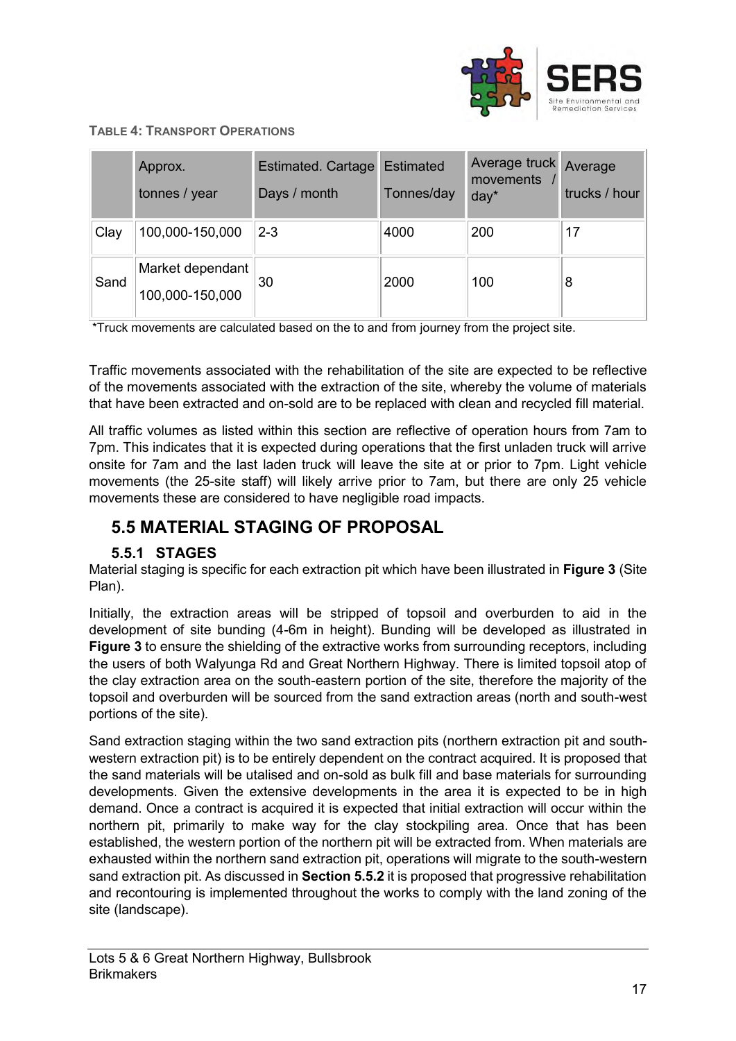**TABLE 4: TRANSPORT OPERATIONS**

| | Approx. tonnes / year | Estimated. Cartage Days / month | Estimated Tonnes/day | Average truck movements / day* | Average trucks / hour |
|---|---|---|---|---|---|
| Clay | 100,000-150,000 | 2-3 | 4000 | 200 | 17 |
| Sand | Market dependant 100,000-150,000 | 30 | 2000 | 100 | 8 |

*Truck movements are calculated based on the to and from journey from the project site.

Traffic movements associated with the rehabilitation of the site are expected to be reflective of the movements associated with the extraction of the site, whereby the volume of materials that have been extracted and on-sold are to be replaced with clean and recycled fill material.

All traffic volumes as listed within this section are reflective of operation hours from 7am to 7pm. This indicates that it is expected during operations that the first unladen truck will arrive onsite for 7am and the last laden truck will leave the site at or prior to 7pm. Light vehicle movements (the 25-site staff) will likely arrive prior to 7am, but there are only 25 vehicle movements these are considered to have negligible road impacts.

## 5.5 MATERIAL STAGING OF PROPOSAL

### 5.5.1 STAGES

Material staging is specific for each extraction pit which have been illustrated in **Figure 3** (Site Plan).

Initially, the extraction areas will be stripped of topsoil and overburden to aid in the development of site bunding (4-6m in height). Bunding will be developed as illustrated in **Figure 3** to ensure the shielding of the extractive works from surrounding receptors, including the users of both Walyunga Rd and Great Northern Highway. There is limited topsoil atop of the clay extraction area on the south-eastern portion of the site, therefore the majority of the topsoil and overburden will be sourced from the sand extraction areas (north and south-west portions of the site).

Sand extraction staging within the two sand extraction pits (northern extraction pit and south-western extraction pit) is to be entirely dependent on the contract acquired. It is proposed that the sand materials will be utalised and on-sold as bulk fill and base materials for surrounding developments. Given the extensive developments in the area it is expected to be in high demand. Once a contract is acquired it is expected that initial extraction will occur within the northern pit, primarily to make way for the clay stockpiling area. Once that has been established, the western portion of the northern pit will be extracted from. When materials are exhausted within the northern sand extraction pit, operations will migrate to the south-western sand extraction pit. As discussed in **Section 5.5.2** it is proposed that progressive rehabilitation and recontouring is implemented throughout the works to comply with the land zoning of the site (landscape).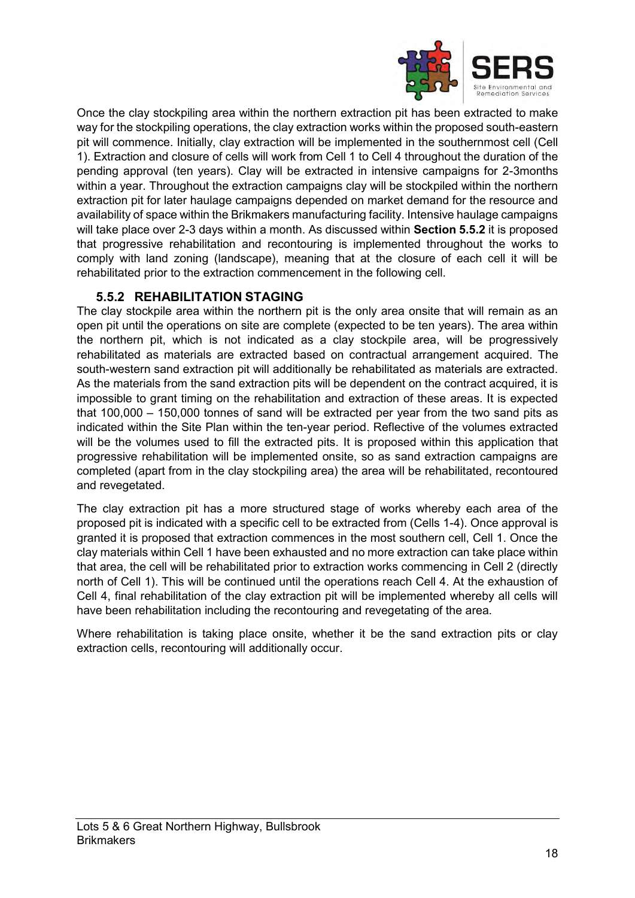Once the clay stockpiling area within the northern extraction pit has been extracted to make way for the stockpiling operations, the clay extraction works within the proposed south-eastern pit will commence. Initially, clay extraction will be implemented in the southernmost cell (Cell 1). Extraction and closure of cells will work from Cell 1 to Cell 4 throughout the duration of the pending approval (ten years). Clay will be extracted in intensive campaigns for 2-3months within a year. Throughout the extraction campaigns clay will be stockpiled within the northern extraction pit for later haulage campaigns depended on market demand for the resource and availability of space within the Brikmakers manufacturing facility. Intensive haulage campaigns will take place over 2-3 days within a month. As discussed within **Section 5.5.2** it is proposed that progressive rehabilitation and recontouring is implemented throughout the works to comply with land zoning (landscape), meaning that at the closure of each cell it will be rehabilitated prior to the extraction commencement in the following cell.

### 5.5.2 REHABILITATION STAGING

The clay stockpile area within the northern pit is the only area onsite that will remain as an open pit until the operations on site are complete (expected to be ten years). The area within the northern pit, which is not indicated as a clay stockpile area, will be progressively rehabilitated as materials are extracted based on contractual arrangement acquired. The south-western sand extraction pit will additionally be rehabilitated as materials are extracted. As the materials from the sand extraction pits will be dependent on the contract acquired, it is impossible to grant timing on the rehabilitation and extraction of these areas. It is expected that 100,000 – 150,000 tonnes of sand will be extracted per year from the two sand pits as indicated within the Site Plan within the ten-year period. Reflective of the volumes extracted will be the volumes used to fill the extracted pits. It is proposed within this application that progressive rehabilitation will be implemented onsite, so as sand extraction campaigns are completed (apart from in the clay stockpiling area) the area will be rehabilitated, recontoured and revegetated.

The clay extraction pit has a more structured stage of works whereby each area of the proposed pit is indicated with a specific cell to be extracted from (Cells 1-4). Once approval is granted it is proposed that extraction commences in the most southern cell, Cell 1. Once the clay materials within Cell 1 have been exhausted and no more extraction can take place within that area, the cell will be rehabilitated prior to extraction works commencing in Cell 2 (directly north of Cell 1). This will be continued until the operations reach Cell 4. At the exhaustion of Cell 4, final rehabilitation of the clay extraction pit will be implemented whereby all cells will have been rehabilitation including the recontouring and revegetating of the area.

Where rehabilitation is taking place onsite, whether it be the sand extraction pits or clay extraction cells, recontouring will additionally occur.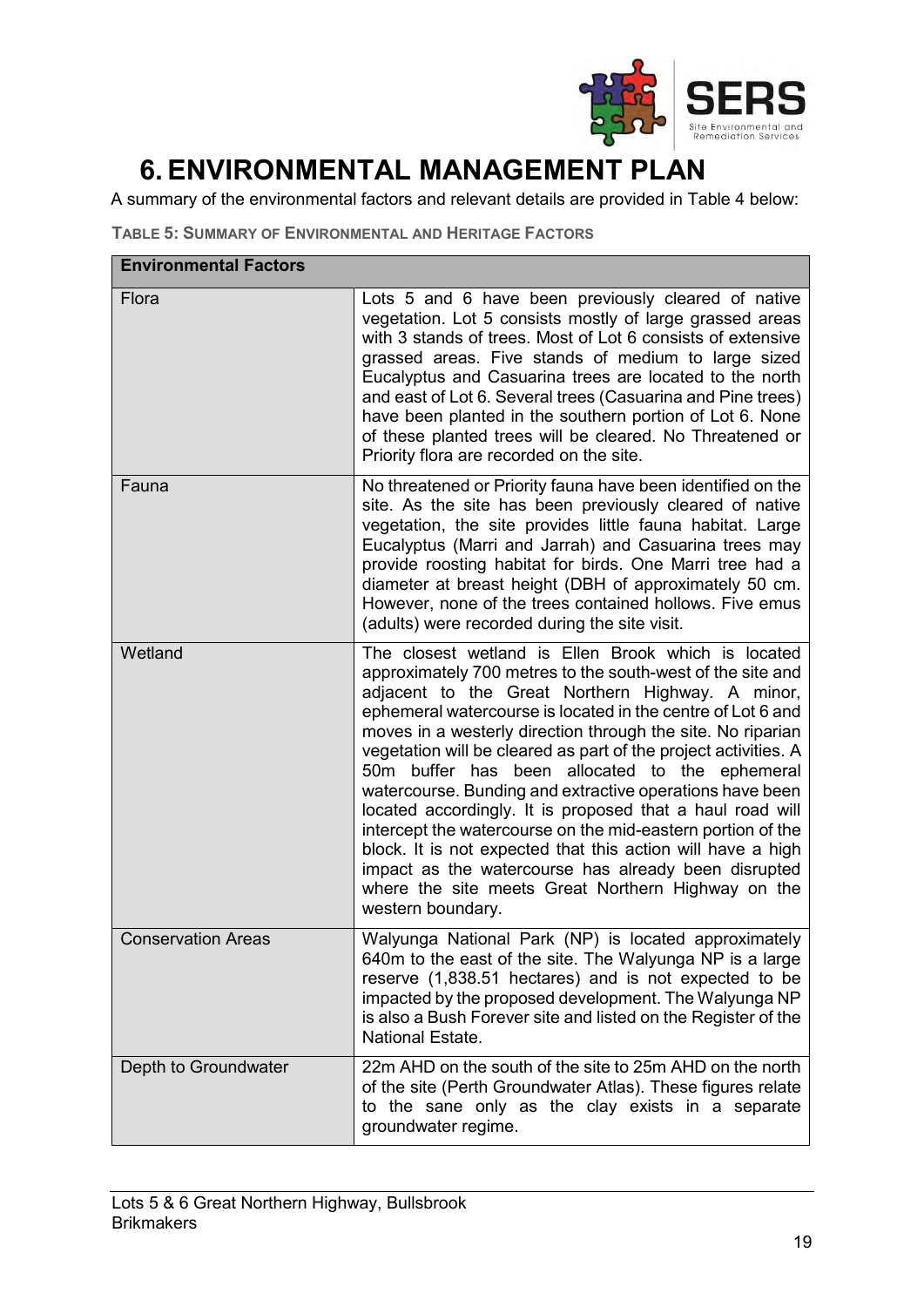# 6. ENVIRONMENTAL MANAGEMENT PLAN

A summary of the environmental factors and relevant details are provided in Table 4 below:

**TABLE 5: SUMMARY OF ENVIRONMENTAL AND HERITAGE FACTORS**

| Environmental Factors | |
|---|---|
| Flora | Lots 5 and 6 have been previously cleared of native vegetation. Lot 5 consists mostly of large grassed areas with 3 stands of trees. Most of Lot 6 consists of extensive grassed areas. Five stands of medium to large sized Eucalyptus and Casuarina trees are located to the north and east of Lot 6. Several trees (Casuarina and Pine trees) have been planted in the southern portion of Lot 6. None of these planted trees will be cleared. No Threatened or Priority flora are recorded on the site. |
| Fauna | No threatened or Priority fauna have been identified on the site. As the site has been previously cleared of native vegetation, the site provides little fauna habitat. Large Eucalyptus (Marri and Jarrah) and Casuarina trees may provide roosting habitat for birds. One Marri tree had a diameter at breast height (DBH of approximately 50 cm. However, none of the trees contained hollows. Five emus (adults) were recorded during the site visit. |
| Wetland | The closest wetland is Ellen Brook which is located approximately 700 metres to the south-west of the site and adjacent to the Great Northern Highway. A minor, ephemeral watercourse is located in the centre of Lot 6 and moves in a westerly direction through the site. No riparian vegetation will be cleared as part of the project activities. A 50m buffer has been allocated to the ephemeral watercourse. Bunding and extractive operations have been located accordingly. It is proposed that a haul road will intercept the watercourse on the mid-eastern portion of the block. It is not expected that this action will have a high impact as the watercourse has already been disrupted where the site meets Great Northern Highway on the western boundary. |
| Conservation Areas | Walyunga National Park (NP) is located approximately 640m to the east of the site. The Walyunga NP is a large reserve (1,838.51 hectares) and is not expected to be impacted by the proposed development. The Walyunga NP is also a Bush Forever site and listed on the Register of the National Estate. |
| Depth to Groundwater | 22m AHD on the south of the site to 25m AHD on the north of the site (Perth Groundwater Atlas). These figures relate to the sane only as the clay exists in a separate groundwater regime. |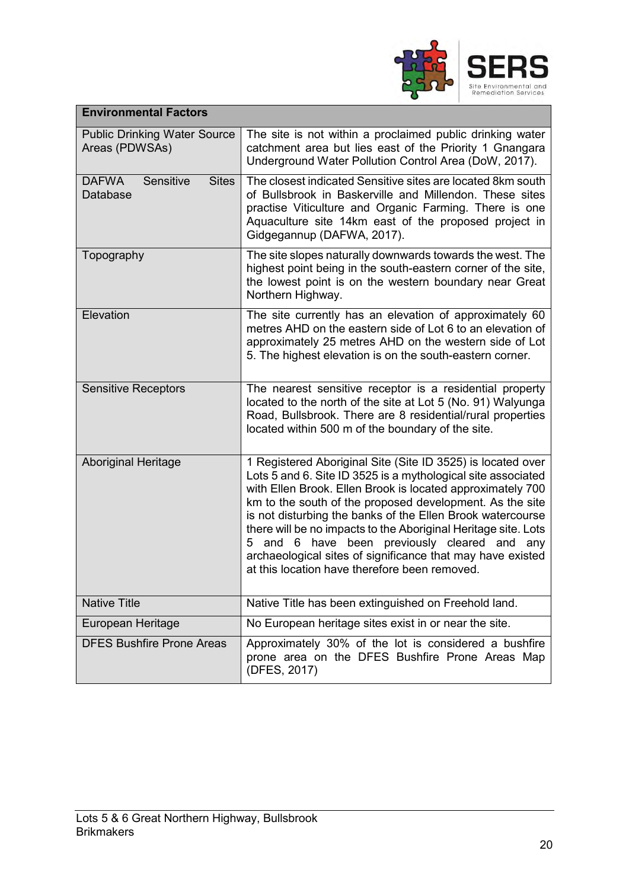| Environmental Factors | |
|---|---|
| Public Drinking Water Source Areas (PDWSAs) | The site is not within a proclaimed public drinking water catchment area but lies east of the Priority 1 Gnangara Underground Water Pollution Control Area (DoW, 2017). |
| DAFWA Sensitive Sites Database | The closest indicated Sensitive sites are located 8km south of Bullsbrook in Baskerville and Millendon. These sites practise Viticulture and Organic Farming. There is one Aquaculture site 14km east of the proposed project in Gidgegannup (DAFWA, 2017). |
| Topography | The site slopes naturally downwards towards the west. The highest point being in the south-eastern corner of the site, the lowest point is on the western boundary near Great Northern Highway. |
| Elevation | The site currently has an elevation of approximately 60 metres AHD on the eastern side of Lot 6 to an elevation of approximately 25 metres AHD on the western side of Lot 5. The highest elevation is on the south-eastern corner. |
| Sensitive Receptors | The nearest sensitive receptor is a residential property located to the north of the site at Lot 5 (No. 91) Walyunga Road, Bullsbrook. There are 8 residential/rural properties located within 500 m of the boundary of the site. |
| Aboriginal Heritage | 1 Registered Aboriginal Site (Site ID 3525) is located over Lots 5 and 6. Site ID 3525 is a mythological site associated with Ellen Brook. Ellen Brook is located approximately 700 km to the south of the proposed development. As the site is not disturbing the banks of the Ellen Brook watercourse there will be no impacts to the Aboriginal Heritage site. Lots 5 and 6 have been previously cleared and any archaeological sites of significance that may have existed at this location have therefore been removed. |
| Native Title | Native Title has been extinguished on Freehold land. |
| European Heritage | No European heritage sites exist in or near the site. |
| DFES Bushfire Prone Areas | Approximately 30% of the lot is considered a bushfire prone area on the DFES Bushfire Prone Areas Map (DFES, 2017) |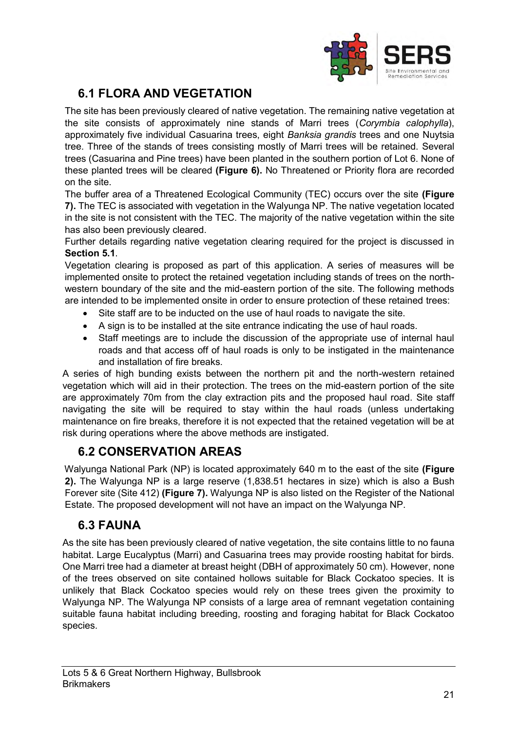## 6.1 FLORA AND VEGETATION

The site has been previously cleared of native vegetation. The remaining native vegetation at the site consists of approximately nine stands of Marri trees (*Corymbia calophylla*), approximately five individual Casuarina trees, eight *Banksia grandis* trees and one Nuytsia tree. Three of the stands of trees consisting mostly of Marri trees will be retained. Several trees (Casuarina and Pine trees) have been planted in the southern portion of Lot 6. None of these planted trees will be cleared **(Figure 6).** No Threatened or Priority flora are recorded on the site.

The buffer area of a Threatened Ecological Community (TEC) occurs over the site **(Figure 7).** The TEC is associated with vegetation in the Walyunga NP. The native vegetation located in the site is not consistent with the TEC. The majority of the native vegetation within the site has also been previously cleared.

Further details regarding native vegetation clearing required for the project is discussed in **Section 5.1**.

Vegetation clearing is proposed as part of this application. A series of measures will be implemented onsite to protect the retained vegetation including stands of trees on the north-western boundary of the site and the mid-eastern portion of the site. The following methods are intended to be implemented onsite in order to ensure protection of these retained trees:

- Site staff are to be inducted on the use of haul roads to navigate the site.
- A sign is to be installed at the site entrance indicating the use of haul roads.
- Staff meetings are to include the discussion of the appropriate use of internal haul roads and that access off of haul roads is only to be instigated in the maintenance and installation of fire breaks.

A series of high bunding exists between the northern pit and the north-western retained vegetation which will aid in their protection. The trees on the mid-eastern portion of the site are approximately 70m from the clay extraction pits and the proposed haul road. Site staff navigating the site will be required to stay within the haul roads (unless undertaking maintenance on fire breaks, therefore it is not expected that the retained vegetation will be at risk during operations where the above methods are instigated.

## 6.2 CONSERVATION AREAS

Walyunga National Park (NP) is located approximately 640 m to the east of the site **(Figure 2).** The Walyunga NP is a large reserve (1,838.51 hectares in size) which is also a Bush Forever site (Site 412) **(Figure 7).** Walyunga NP is also listed on the Register of the National Estate. The proposed development will not have an impact on the Walyunga NP.

## 6.3 FAUNA

As the site has been previously cleared of native vegetation, the site contains little to no fauna habitat. Large Eucalyptus (Marri) and Casuarina trees may provide roosting habitat for birds. One Marri tree had a diameter at breast height (DBH of approximately 50 cm). However, none of the trees observed on site contained hollows suitable for Black Cockatoo species. It is unlikely that Black Cockatoo species would rely on these trees given the proximity to Walyunga NP. The Walyunga NP consists of a large area of remnant vegetation containing suitable fauna habitat including breeding, roosting and foraging habitat for Black Cockatoo species.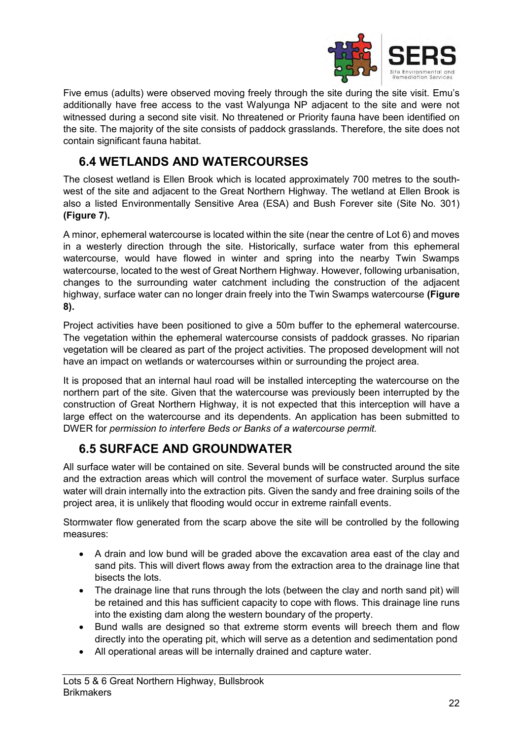Five emus (adults) were observed moving freely through the site during the site visit. Emu's additionally have free access to the vast Walyunga NP adjacent to the site and were not witnessed during a second site visit. No threatened or Priority fauna have been identified on the site. The majority of the site consists of paddock grasslands. Therefore, the site does not contain significant fauna habitat.

## 6.4 WETLANDS AND WATERCOURSES

The closest wetland is Ellen Brook which is located approximately 700 metres to the south-west of the site and adjacent to the Great Northern Highway. The wetland at Ellen Brook is also a listed Environmentally Sensitive Area (ESA) and Bush Forever site (Site No. 301) **(Figure 7).**

A minor, ephemeral watercourse is located within the site (near the centre of Lot 6) and moves in a westerly direction through the site. Historically, surface water from this ephemeral watercourse, would have flowed in winter and spring into the nearby Twin Swamps watercourse, located to the west of Great Northern Highway. However, following urbanisation, changes to the surrounding water catchment including the construction of the adjacent highway, surface water can no longer drain freely into the Twin Swamps watercourse **(Figure 8).**

Project activities have been positioned to give a 50m buffer to the ephemeral watercourse. The vegetation within the ephemeral watercourse consists of paddock grasses. No riparian vegetation will be cleared as part of the project activities. The proposed development will not have an impact on wetlands or watercourses within or surrounding the project area.

It is proposed that an internal haul road will be installed intercepting the watercourse on the northern part of the site. Given that the watercourse was previously been interrupted by the construction of Great Northern Highway, it is not expected that this interception will have a large effect on the watercourse and its dependents. An application has been submitted to DWER for *permission to interfere Beds or Banks of a watercourse permit.*

## 6.5 SURFACE AND GROUNDWATER

All surface water will be contained on site. Several bunds will be constructed around the site and the extraction areas which will control the movement of surface water. Surplus surface water will drain internally into the extraction pits. Given the sandy and free draining soils of the project area, it is unlikely that flooding would occur in extreme rainfall events.

Stormwater flow generated from the scarp above the site will be controlled by the following measures:

- A drain and low bund will be graded above the excavation area east of the clay and sand pits. This will divert flows away from the extraction area to the drainage line that bisects the lots.
- The drainage line that runs through the lots (between the clay and north sand pit) will be retained and this has sufficient capacity to cope with flows. This drainage line runs into the existing dam along the western boundary of the property.
- Bund walls are designed so that extreme storm events will breech them and flow directly into the operating pit, which will serve as a detention and sedimentation pond
- All operational areas will be internally drained and capture water.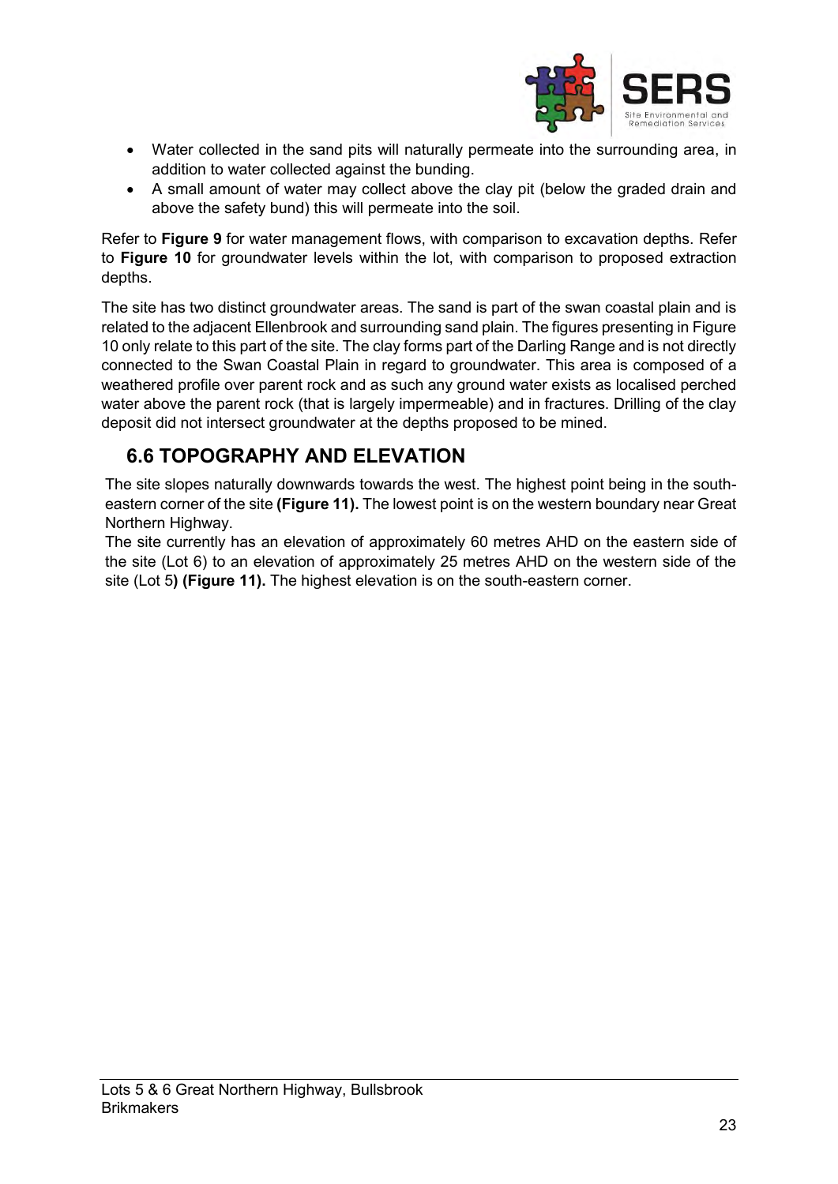- Water collected in the sand pits will naturally permeate into the surrounding area, in addition to water collected against the bunding.
- A small amount of water may collect above the clay pit (below the graded drain and above the safety bund) this will permeate into the soil.

Refer to **Figure 9** for water management flows, with comparison to excavation depths. Refer to **Figure 10** for groundwater levels within the lot, with comparison to proposed extraction depths.

The site has two distinct groundwater areas. The sand is part of the swan coastal plain and is related to the adjacent Ellenbrook and surrounding sand plain. The figures presenting in Figure 10 only relate to this part of the site. The clay forms part of the Darling Range and is not directly connected to the Swan Coastal Plain in regard to groundwater. This area is composed of a weathered profile over parent rock and as such any ground water exists as localised perched water above the parent rock (that is largely impermeable) and in fractures. Drilling of the clay deposit did not intersect groundwater at the depths proposed to be mined.

## 6.6 TOPOGRAPHY AND ELEVATION

The site slopes naturally downwards towards the west. The highest point being in the south-eastern corner of the site **(Figure 11).** The lowest point is on the western boundary near Great Northern Highway.

The site currently has an elevation of approximately 60 metres AHD on the eastern side of the site (Lot 6) to an elevation of approximately 25 metres AHD on the western side of the site (Lot 5**) (Figure 11).** The highest elevation is on the south-eastern corner.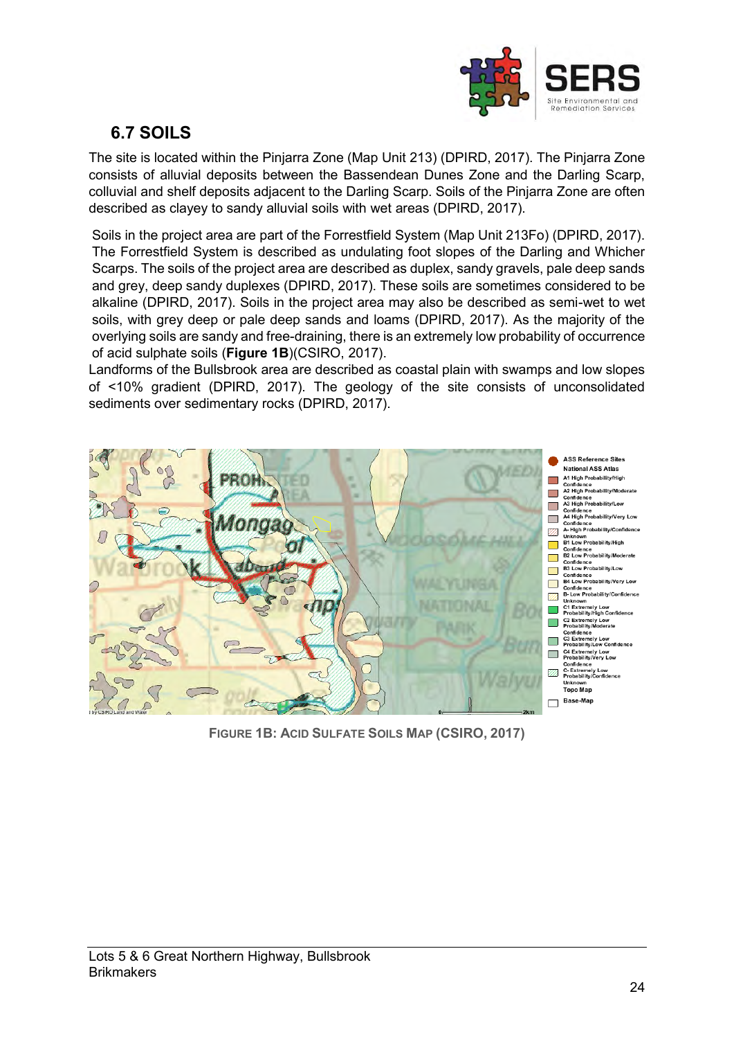## 6.7 SOILS

The site is located within the Pinjarra Zone (Map Unit 213) (DPIRD, 2017). The Pinjarra Zone consists of alluvial deposits between the Bassendean Dunes Zone and the Darling Scarp, colluvial and shelf deposits adjacent to the Darling Scarp. Soils of the Pinjarra Zone are often described as clayey to sandy alluvial soils with wet areas (DPIRD, 2017).

Soils in the project area are part of the Forrestfield System (Map Unit 213Fo) (DPIRD, 2017). The Forrestfield System is described as undulating foot slopes of the Darling and Whicher Scarps. The soils of the project area are described as duplex, sandy gravels, pale deep sands and grey, deep sandy duplexes (DPIRD, 2017). These soils are sometimes considered to be alkaline (DPIRD, 2017). Soils in the project area may also be described as semi-wet to wet soils, with grey deep or pale deep sands and loams (DPIRD, 2017). As the majority of the overlying soils are sandy and free-draining, there is an extremely low probability of occurrence of acid sulphate soils (**Figure 1B**)(CSIRO, 2017).

Landforms of the Bullsbrook area are described as coastal plain with swamps and low slopes of <10% gradient (DPIRD, 2017). The geology of the site consists of unconsolidated sediments over sedimentary rocks (DPIRD, 2017).

ASS Reference Sites
National ASS Atlas
A1 High Probability/High Confidence
A2 High Probability/Moderate Confidence
A3 High Probability/Low Confidence
A4 High Probability/Very Low Confidence
A- High Probability/Confidence Unknown
B1 Low Probability/High Confidence
B2 Low Probability/Moderate Confidence
B3 Low Probability/Low Confidence
B4 Low Probability/Very Low Confidence
B- Low Probability/Confidence Unknown
C1 Extremely Low Probability/High Confidence
C2 Extremely Low Probability/Moderate Confidence
C3 Extremely Low Probability/Low Confidence
C4 Extremely Low Probability/Very Low Confidence
C- Extremely Low Probability/Confidence Unknown
Topo Map
Base-Map

FIGURE 1B: ACID SULFATE SOILS MAP (CSIRO, 2017)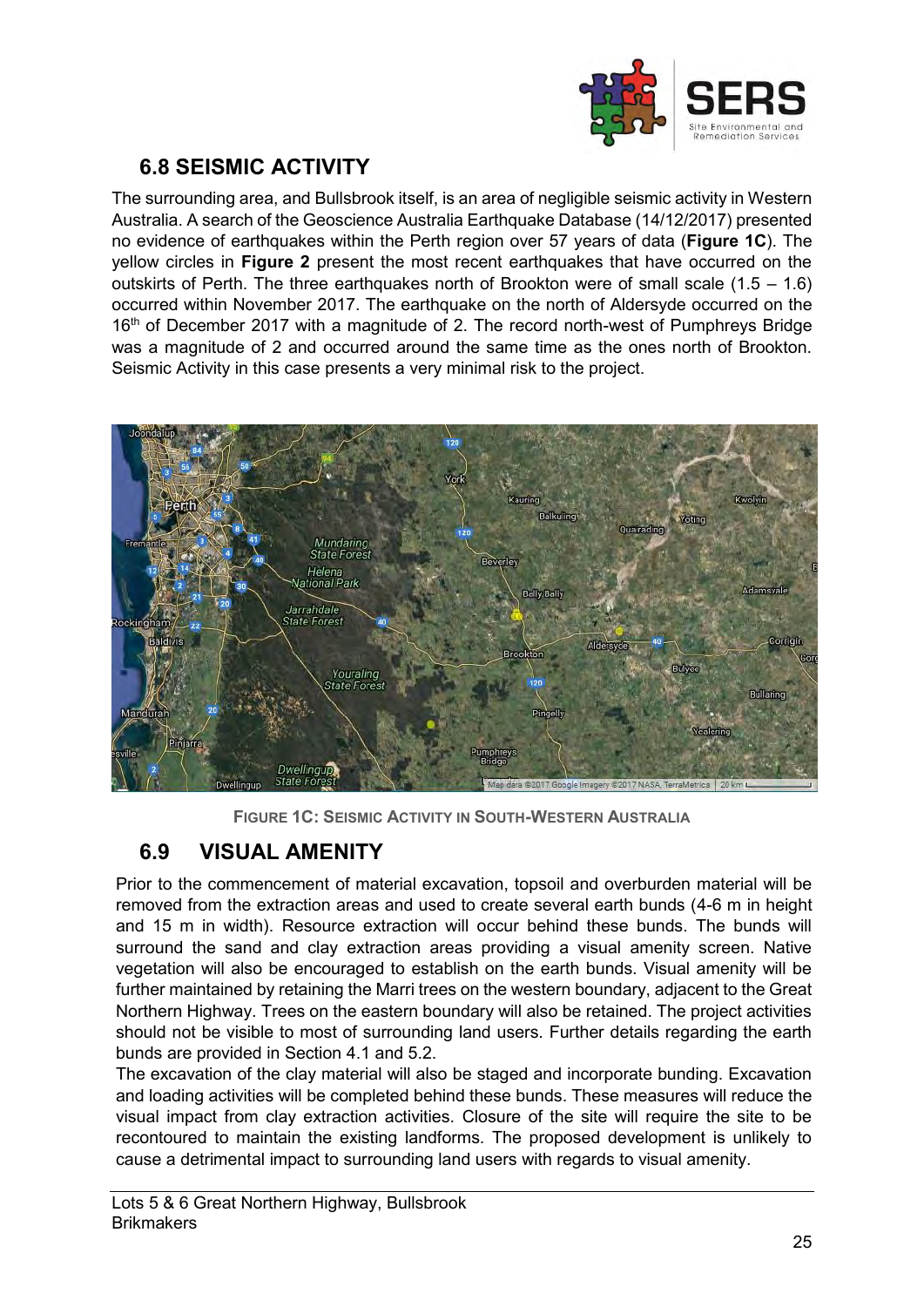## 6.8 SEISMIC ACTIVITY

The surrounding area, and Bullsbrook itself, is an area of negligible seismic activity in Western Australia. A search of the Geoscience Australia Earthquake Database (14/12/2017) presented no evidence of earthquakes within the Perth region over 57 years of data (**Figure 1C**). The yellow circles in **Figure 2** present the most recent earthquakes that have occurred on the outskirts of Perth. The three earthquakes north of Brookton were of small scale (1.5 – 1.6) occurred within November 2017. The earthquake on the north of Aldersyde occurred on the 16th of December 2017 with a magnitude of 2. The record north-west of Pumphreys Bridge was a magnitude of 2 and occurred around the same time as the ones north of Brookton. Seismic Activity in this case presents a very minimal risk to the project.

**FIGURE 1C: SEISMIC ACTIVITY IN SOUTH-WESTERN AUSTRALIA**

## 6.9 VISUAL AMENITY

Prior to the commencement of material excavation, topsoil and overburden material will be removed from the extraction areas and used to create several earth bunds (4-6 m in height and 15 m in width). Resource extraction will occur behind these bunds. The bunds will surround the sand and clay extraction areas providing a visual amenity screen. Native vegetation will also be encouraged to establish on the earth bunds. Visual amenity will be further maintained by retaining the Marri trees on the western boundary, adjacent to the Great Northern Highway. Trees on the eastern boundary will also be retained. The project activities should not be visible to most of surrounding land users. Further details regarding the earth bunds are provided in Section 4.1 and 5.2.

The excavation of the clay material will also be staged and incorporate bunding. Excavation and loading activities will be completed behind these bunds. These measures will reduce the visual impact from clay extraction activities. Closure of the site will require the site to be recontoured to maintain the existing landforms. The proposed development is unlikely to cause a detrimental impact to surrounding land users with regards to visual amenity.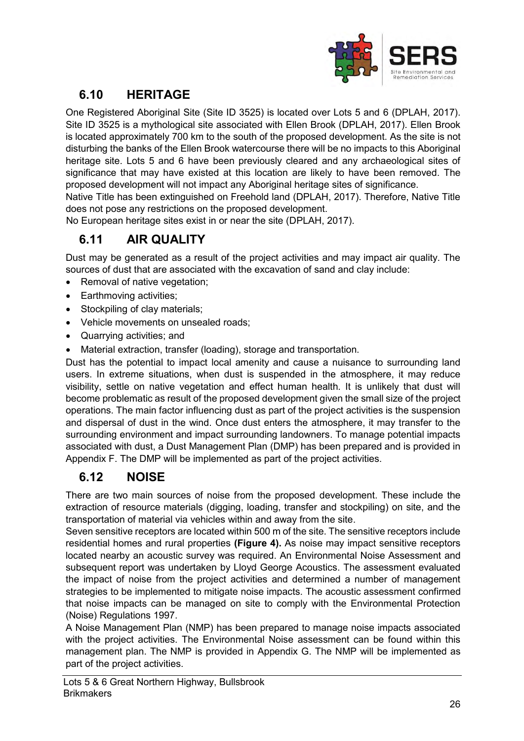## 6.10 HERITAGE

One Registered Aboriginal Site (Site ID 3525) is located over Lots 5 and 6 (DPLAH, 2017). Site ID 3525 is a mythological site associated with Ellen Brook (DPLAH, 2017). Ellen Brook is located approximately 700 km to the south of the proposed development. As the site is not disturbing the banks of the Ellen Brook watercourse there will be no impacts to this Aboriginal heritage site. Lots 5 and 6 have been previously cleared and any archaeological sites of significance that may have existed at this location are likely to have been removed. The proposed development will not impact any Aboriginal heritage sites of significance.

Native Title has been extinguished on Freehold land (DPLAH, 2017). Therefore, Native Title does not pose any restrictions on the proposed development.

No European heritage sites exist in or near the site (DPLAH, 2017).

## 6.11 AIR QUALITY

Dust may be generated as a result of the project activities and may impact air quality. The sources of dust that are associated with the excavation of sand and clay include:

- Removal of native vegetation;
- Earthmoving activities;
- Stockpiling of clay materials;
- Vehicle movements on unsealed roads;
- Quarrying activities; and
- Material extraction, transfer (loading), storage and transportation.

Dust has the potential to impact local amenity and cause a nuisance to surrounding land users. In extreme situations, when dust is suspended in the atmosphere, it may reduce visibility, settle on native vegetation and effect human health. It is unlikely that dust will become problematic as result of the proposed development given the small size of the project operations. The main factor influencing dust as part of the project activities is the suspension and dispersal of dust in the wind. Once dust enters the atmosphere, it may transfer to the surrounding environment and impact surrounding landowners. To manage potential impacts associated with dust, a Dust Management Plan (DMP) has been prepared and is provided in Appendix F. The DMP will be implemented as part of the project activities.

## 6.12 NOISE

There are two main sources of noise from the proposed development. These include the extraction of resource materials (digging, loading, transfer and stockpiling) on site, and the transportation of material via vehicles within and away from the site.

Seven sensitive receptors are located within 500 m of the site. The sensitive receptors include residential homes and rural properties **(Figure 4).** As noise may impact sensitive receptors located nearby an acoustic survey was required. An Environmental Noise Assessment and subsequent report was undertaken by Lloyd George Acoustics. The assessment evaluated the impact of noise from the project activities and determined a number of management strategies to be implemented to mitigate noise impacts. The acoustic assessment confirmed that noise impacts can be managed on site to comply with the Environmental Protection (Noise) Regulations 1997.

A Noise Management Plan (NMP) has been prepared to manage noise impacts associated with the project activities. The Environmental Noise assessment can be found within this management plan. The NMP is provided in Appendix G. The NMP will be implemented as part of the project activities.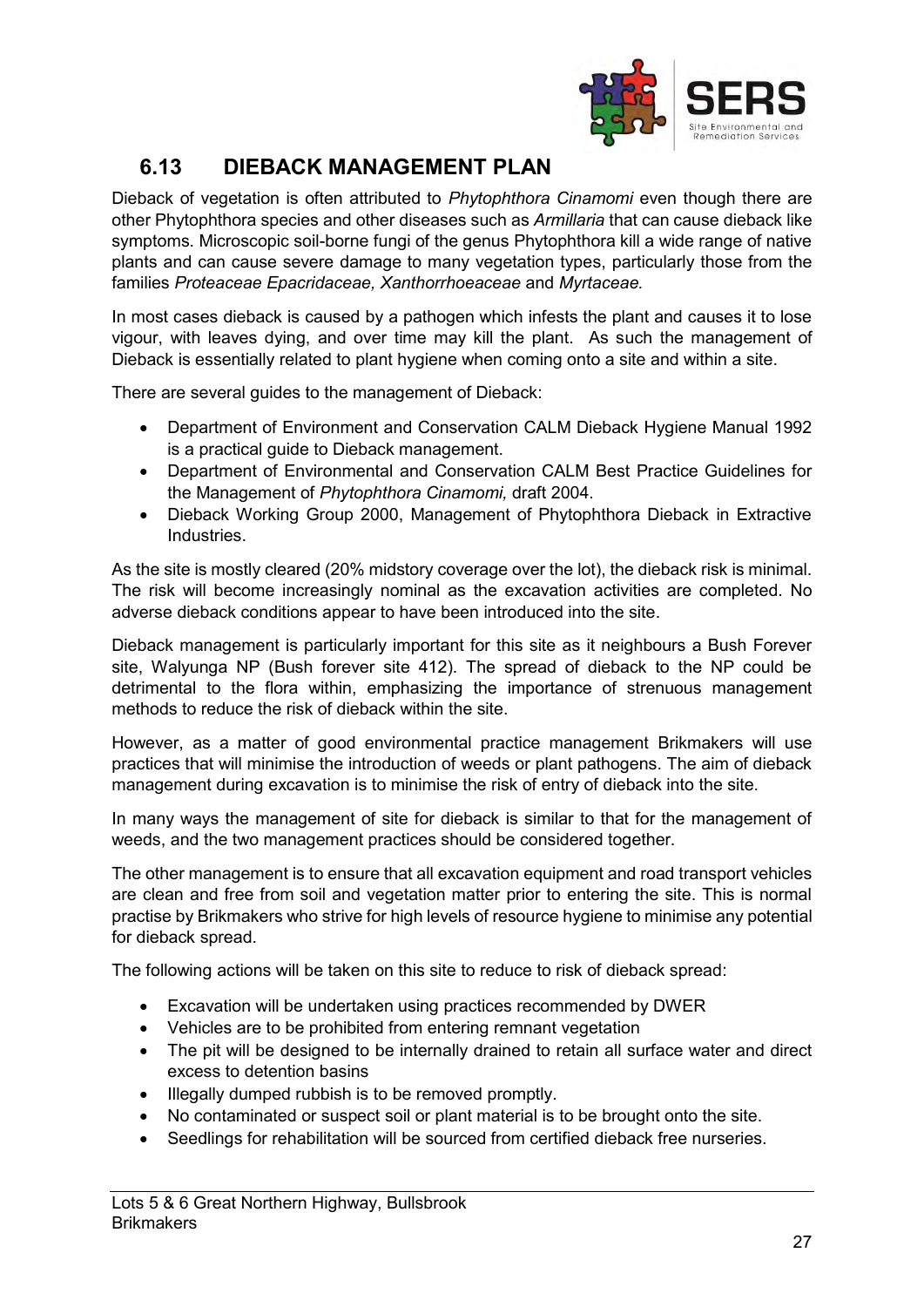## 6.13 DIEBACK MANAGEMENT PLAN

Dieback of vegetation is often attributed to *Phytophthora Cinamomi* even though there are other Phytophthora species and other diseases such as *Armillaria* that can cause dieback like symptoms. Microscopic soil-borne fungi of the genus Phytophthora kill a wide range of native plants and can cause severe damage to many vegetation types, particularly those from the families *Proteaceae Epacridaceae, Xanthorrhoeaceae* and *Myrtaceae.*

In most cases dieback is caused by a pathogen which infests the plant and causes it to lose vigour, with leaves dying, and over time may kill the plant. As such the management of Dieback is essentially related to plant hygiene when coming onto a site and within a site.

There are several guides to the management of Dieback:

- Department of Environment and Conservation CALM Dieback Hygiene Manual 1992 is a practical guide to Dieback management.
- Department of Environmental and Conservation CALM Best Practice Guidelines for the Management of *Phytophthora Cinamomi,* draft 2004.
- Dieback Working Group 2000, Management of Phytophthora Dieback in Extractive Industries.

As the site is mostly cleared (20% midstory coverage over the lot), the dieback risk is minimal. The risk will become increasingly nominal as the excavation activities are completed. No adverse dieback conditions appear to have been introduced into the site.

Dieback management is particularly important for this site as it neighbours a Bush Forever site, Walyunga NP (Bush forever site 412). The spread of dieback to the NP could be detrimental to the flora within, emphasizing the importance of strenuous management methods to reduce the risk of dieback within the site.

However, as a matter of good environmental practice management Brikmakers will use practices that will minimise the introduction of weeds or plant pathogens. The aim of dieback management during excavation is to minimise the risk of entry of dieback into the site.

In many ways the management of site for dieback is similar to that for the management of weeds, and the two management practices should be considered together.

The other management is to ensure that all excavation equipment and road transport vehicles are clean and free from soil and vegetation matter prior to entering the site. This is normal practise by Brikmakers who strive for high levels of resource hygiene to minimise any potential for dieback spread.

The following actions will be taken on this site to reduce to risk of dieback spread:

- Excavation will be undertaken using practices recommended by DWER
- Vehicles are to be prohibited from entering remnant vegetation
- The pit will be designed to be internally drained to retain all surface water and direct excess to detention basins
- Illegally dumped rubbish is to be removed promptly.
- No contaminated or suspect soil or plant material is to be brought onto the site.
- Seedlings for rehabilitation will be sourced from certified dieback free nurseries.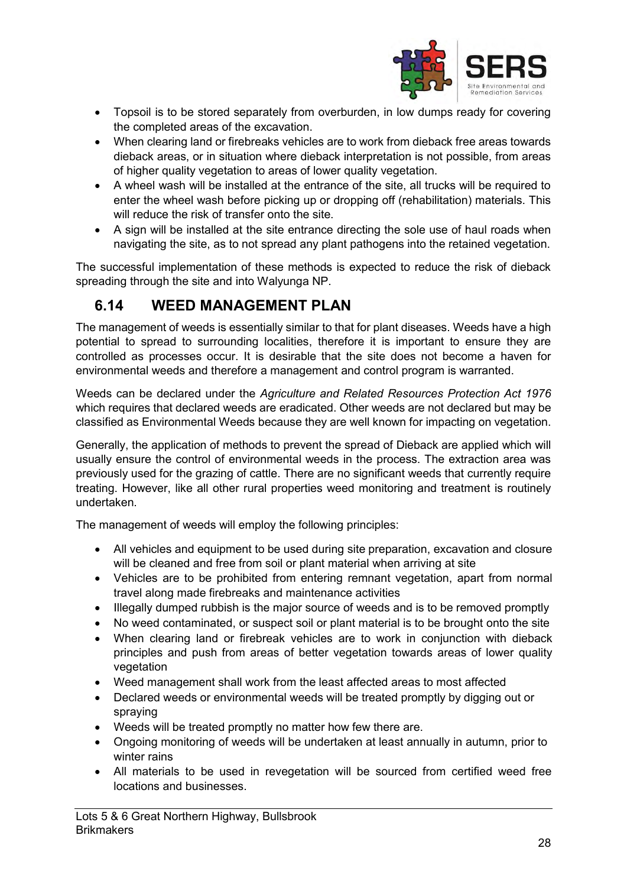- Topsoil is to be stored separately from overburden, in low dumps ready for covering the completed areas of the excavation.
- When clearing land or firebreaks vehicles are to work from dieback free areas towards dieback areas, or in situation where dieback interpretation is not possible, from areas of higher quality vegetation to areas of lower quality vegetation.
- A wheel wash will be installed at the entrance of the site, all trucks will be required to enter the wheel wash before picking up or dropping off (rehabilitation) materials. This will reduce the risk of transfer onto the site.
- A sign will be installed at the site entrance directing the sole use of haul roads when navigating the site, as to not spread any plant pathogens into the retained vegetation.

The successful implementation of these methods is expected to reduce the risk of dieback spreading through the site and into Walyunga NP.

## 6.14 WEED MANAGEMENT PLAN

The management of weeds is essentially similar to that for plant diseases. Weeds have a high potential to spread to surrounding localities, therefore it is important to ensure they are controlled as processes occur. It is desirable that the site does not become a haven for environmental weeds and therefore a management and control program is warranted.

Weeds can be declared under the *Agriculture and Related Resources Protection Act 1976* which requires that declared weeds are eradicated. Other weeds are not declared but may be classified as Environmental Weeds because they are well known for impacting on vegetation.

Generally, the application of methods to prevent the spread of Dieback are applied which will usually ensure the control of environmental weeds in the process. The extraction area was previously used for the grazing of cattle. There are no significant weeds that currently require treating. However, like all other rural properties weed monitoring and treatment is routinely undertaken.

The management of weeds will employ the following principles:

- All vehicles and equipment to be used during site preparation, excavation and closure will be cleaned and free from soil or plant material when arriving at site
- Vehicles are to be prohibited from entering remnant vegetation, apart from normal travel along made firebreaks and maintenance activities
- Illegally dumped rubbish is the major source of weeds and is to be removed promptly
- No weed contaminated, or suspect soil or plant material is to be brought onto the site
- When clearing land or firebreak vehicles are to work in conjunction with dieback principles and push from areas of better vegetation towards areas of lower quality vegetation
- Weed management shall work from the least affected areas to most affected
- Declared weeds or environmental weeds will be treated promptly by digging out or spraying
- Weeds will be treated promptly no matter how few there are.
- Ongoing monitoring of weeds will be undertaken at least annually in autumn, prior to winter rains
- All materials to be used in revegetation will be sourced from certified weed free locations and businesses.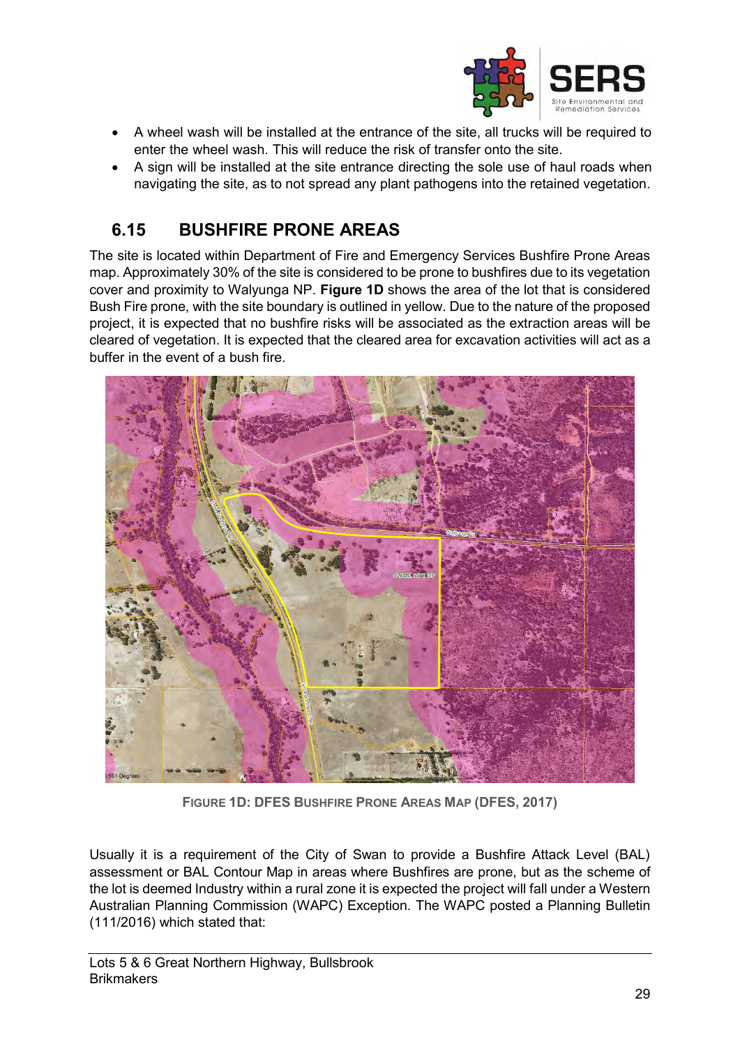- A wheel wash will be installed at the entrance of the site, all trucks will be required to enter the wheel wash. This will reduce the risk of transfer onto the site.
- A sign will be installed at the site entrance directing the sole use of haul roads when navigating the site, as to not spread any plant pathogens into the retained vegetation.

## 6.15 BUSHFIRE PRONE AREAS

The site is located within Department of Fire and Emergency Services Bushfire Prone Areas map. Approximately 30% of the site is considered to be prone to bushfires due to its vegetation cover and proximity to Walyunga NP. **Figure 1D** shows the area of the lot that is considered Bush Fire prone, with the site boundary is outlined in yellow. Due to the nature of the proposed project, it is expected that no bushfire risks will be associated as the extraction areas will be cleared of vegetation. It is expected that the cleared area for excavation activities will act as a buffer in the event of a bush fire.

FIGURE 1D: DFES BUSHFIRE PRONE AREAS MAP (DFES, 2017)

Usually it is a requirement of the City of Swan to provide a Bushfire Attack Level (BAL) assessment or BAL Contour Map in areas where Bushfires are prone, but as the scheme of the lot is deemed Industry within a rural zone it is expected the project will fall under a Western Australian Planning Commission (WAPC) Exception. The WAPC posted a Planning Bulletin (111/2016) which stated that: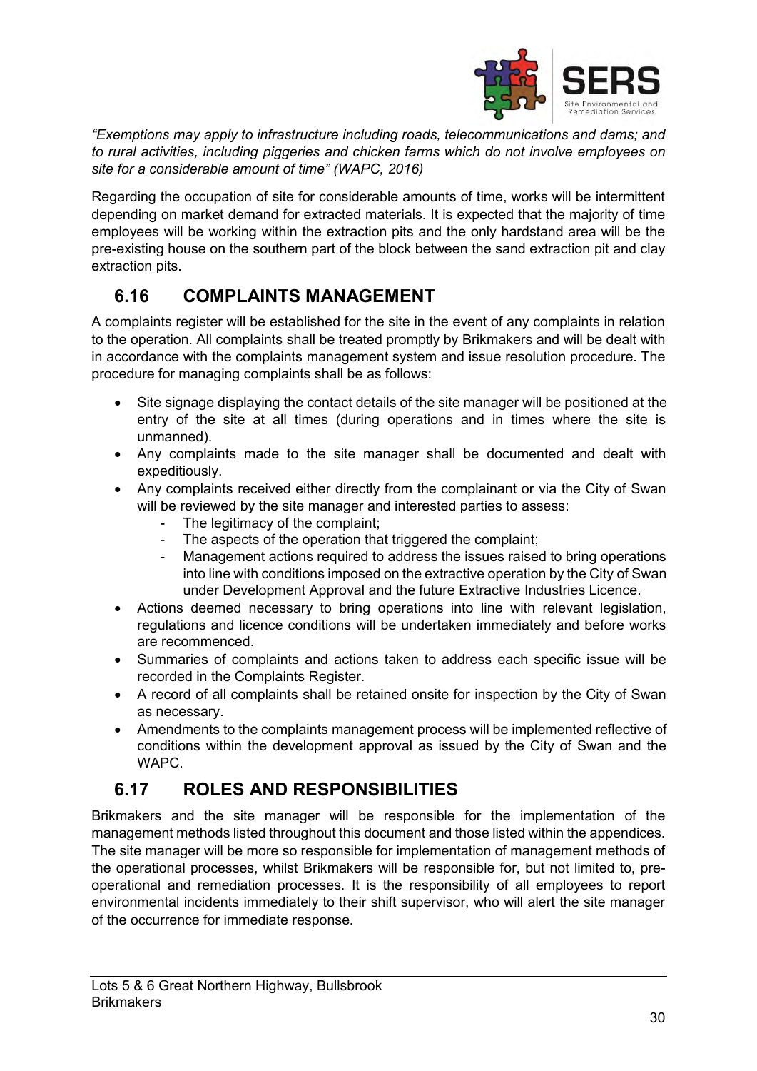*"Exemptions may apply to infrastructure including roads, telecommunications and dams; and to rural activities, including piggeries and chicken farms which do not involve employees on site for a considerable amount of time" (WAPC, 2016)*

Regarding the occupation of site for considerable amounts of time, works will be intermittent depending on market demand for extracted materials. It is expected that the majority of time employees will be working within the extraction pits and the only hardstand area will be the pre-existing house on the southern part of the block between the sand extraction pit and clay extraction pits.

## 6.16 COMPLAINTS MANAGEMENT

A complaints register will be established for the site in the event of any complaints in relation to the operation. All complaints shall be treated promptly by Brikmakers and will be dealt with in accordance with the complaints management system and issue resolution procedure. The procedure for managing complaints shall be as follows:

- Site signage displaying the contact details of the site manager will be positioned at the entry of the site at all times (during operations and in times where the site is unmanned).
- Any complaints made to the site manager shall be documented and dealt with expeditiously.
- Any complaints received either directly from the complainant or via the City of Swan will be reviewed by the site manager and interested parties to assess:
  - The legitimacy of the complaint;
  - The aspects of the operation that triggered the complaint;
  - Management actions required to address the issues raised to bring operations into line with conditions imposed on the extractive operation by the City of Swan under Development Approval and the future Extractive Industries Licence.
- Actions deemed necessary to bring operations into line with relevant legislation, regulations and licence conditions will be undertaken immediately and before works are recommenced.
- Summaries of complaints and actions taken to address each specific issue will be recorded in the Complaints Register.
- A record of all complaints shall be retained onsite for inspection by the City of Swan as necessary.
- Amendments to the complaints management process will be implemented reflective of conditions within the development approval as issued by the City of Swan and the WAPC.

## 6.17 ROLES AND RESPONSIBILITIES

Brikmakers and the site manager will be responsible for the implementation of the management methods listed throughout this document and those listed within the appendices. The site manager will be more so responsible for implementation of management methods of the operational processes, whilst Brikmakers will be responsible for, but not limited to, pre-operational and remediation processes. It is the responsibility of all employees to report environmental incidents immediately to their shift supervisor, who will alert the site manager of the occurrence for immediate response.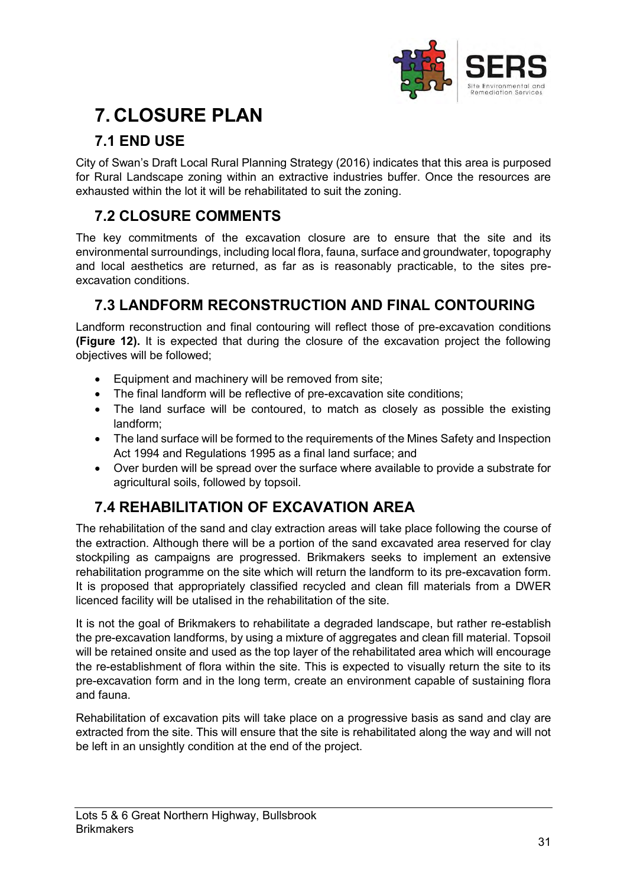# 7. CLOSURE PLAN

## 7.1 END USE

City of Swan's Draft Local Rural Planning Strategy (2016) indicates that this area is purposed for Rural Landscape zoning within an extractive industries buffer. Once the resources are exhausted within the lot it will be rehabilitated to suit the zoning.

## 7.2 CLOSURE COMMENTS

The key commitments of the excavation closure are to ensure that the site and its environmental surroundings, including local flora, fauna, surface and groundwater, topography and local aesthetics are returned, as far as is reasonably practicable, to the sites pre-excavation conditions.

## 7.3 LANDFORM RECONSTRUCTION AND FINAL CONTOURING

Landform reconstruction and final contouring will reflect those of pre-excavation conditions **(Figure 12).** It is expected that during the closure of the excavation project the following objectives will be followed;

- Equipment and machinery will be removed from site;
- The final landform will be reflective of pre-excavation site conditions;
- The land surface will be contoured, to match as closely as possible the existing landform;
- The land surface will be formed to the requirements of the Mines Safety and Inspection Act 1994 and Regulations 1995 as a final land surface; and
- Over burden will be spread over the surface where available to provide a substrate for agricultural soils, followed by topsoil.

## 7.4 REHABILITATION OF EXCAVATION AREA

The rehabilitation of the sand and clay extraction areas will take place following the course of the extraction. Although there will be a portion of the sand excavated area reserved for clay stockpiling as campaigns are progressed. Brikmakers seeks to implement an extensive rehabilitation programme on the site which will return the landform to its pre-excavation form. It is proposed that appropriately classified recycled and clean fill materials from a DWER licenced facility will be utalised in the rehabilitation of the site.

It is not the goal of Brikmakers to rehabilitate a degraded landscape, but rather re-establish the pre-excavation landforms, by using a mixture of aggregates and clean fill material. Topsoil will be retained onsite and used as the top layer of the rehabilitated area which will encourage the re-establishment of flora within the site. This is expected to visually return the site to its pre-excavation form and in the long term, create an environment capable of sustaining flora and fauna.

Rehabilitation of excavation pits will take place on a progressive basis as sand and clay are extracted from the site. This will ensure that the site is rehabilitated along the way and will not be left in an unsightly condition at the end of the project.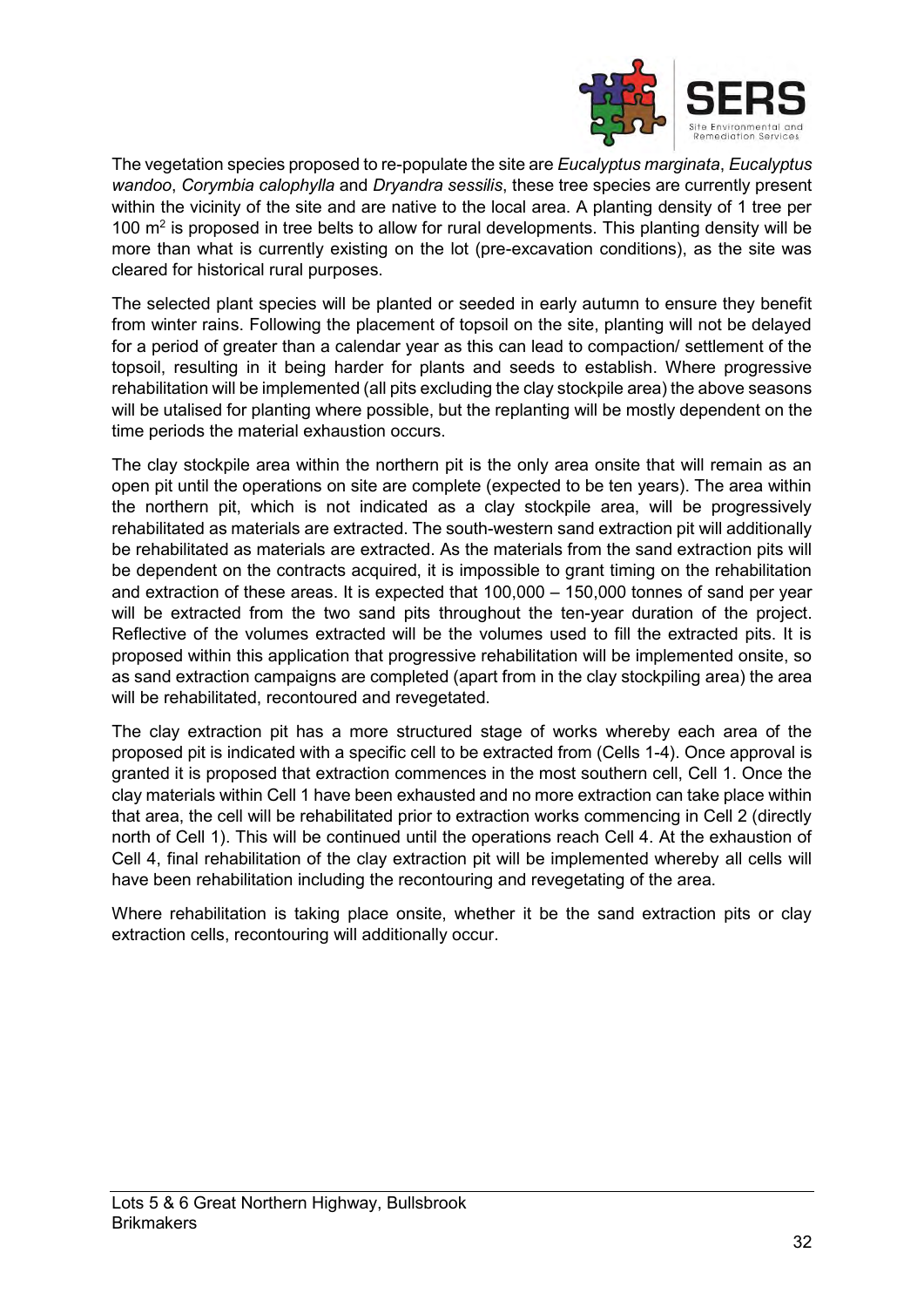The vegetation species proposed to re-populate the site are *Eucalyptus marginata*, *Eucalyptus wandoo*, *Corymbia calophylla* and *Dryandra sessilis*, these tree species are currently present within the vicinity of the site and are native to the local area. A planting density of 1 tree per 100 $m^2$ is proposed in tree belts to allow for rural developments. This planting density will be more than what is currently existing on the lot (pre-excavation conditions), as the site was cleared for historical rural purposes.

The selected plant species will be planted or seeded in early autumn to ensure they benefit from winter rains. Following the placement of topsoil on the site, planting will not be delayed for a period of greater than a calendar year as this can lead to compaction/ settlement of the topsoil, resulting in it being harder for plants and seeds to establish. Where progressive rehabilitation will be implemented (all pits excluding the clay stockpile area) the above seasons will be utalised for planting where possible, but the replanting will be mostly dependent on the time periods the material exhaustion occurs.

The clay stockpile area within the northern pit is the only area onsite that will remain as an open pit until the operations on site are complete (expected to be ten years). The area within the northern pit, which is not indicated as a clay stockpile area, will be progressively rehabilitated as materials are extracted. The south-western sand extraction pit will additionally be rehabilitated as materials are extracted. As the materials from the sand extraction pits will be dependent on the contracts acquired, it is impossible to grant timing on the rehabilitation and extraction of these areas. It is expected that 100,000 – 150,000 tonnes of sand per year will be extracted from the two sand pits throughout the ten-year duration of the project. Reflective of the volumes extracted will be the volumes used to fill the extracted pits. It is proposed within this application that progressive rehabilitation will be implemented onsite, so as sand extraction campaigns are completed (apart from in the clay stockpiling area) the area will be rehabilitated, recontoured and revegetated.

The clay extraction pit has a more structured stage of works whereby each area of the proposed pit is indicated with a specific cell to be extracted from (Cells 1-4). Once approval is granted it is proposed that extraction commences in the most southern cell, Cell 1. Once the clay materials within Cell 1 have been exhausted and no more extraction can take place within that area, the cell will be rehabilitated prior to extraction works commencing in Cell 2 (directly north of Cell 1). This will be continued until the operations reach Cell 4. At the exhaustion of Cell 4, final rehabilitation of the clay extraction pit will be implemented whereby all cells will have been rehabilitation including the recontouring and revegetating of the area.

Where rehabilitation is taking place onsite, whether it be the sand extraction pits or clay extraction cells, recontouring will additionally occur.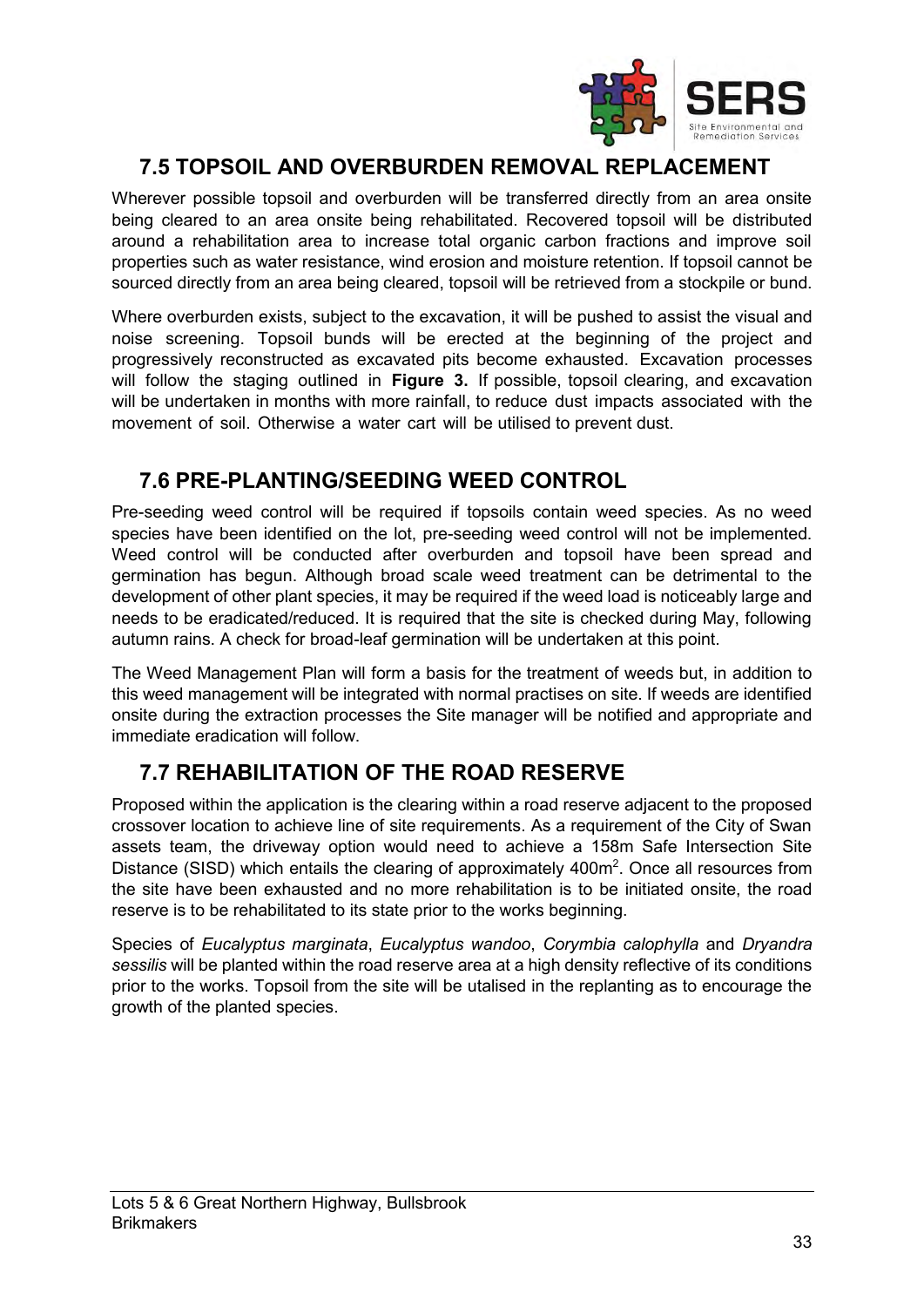## 7.5 TOPSOIL AND OVERBURDEN REMOVAL REPLACEMENT

Wherever possible topsoil and overburden will be transferred directly from an area onsite being cleared to an area onsite being rehabilitated. Recovered topsoil will be distributed around a rehabilitation area to increase total organic carbon fractions and improve soil properties such as water resistance, wind erosion and moisture retention. If topsoil cannot be sourced directly from an area being cleared, topsoil will be retrieved from a stockpile or bund.

Where overburden exists, subject to the excavation, it will be pushed to assist the visual and noise screening. Topsoil bunds will be erected at the beginning of the project and progressively reconstructed as excavated pits become exhausted. Excavation processes will follow the staging outlined in **Figure 3.** If possible, topsoil clearing, and excavation will be undertaken in months with more rainfall, to reduce dust impacts associated with the movement of soil. Otherwise a water cart will be utilised to prevent dust.

## 7.6 PRE-PLANTING/SEEDING WEED CONTROL

Pre-seeding weed control will be required if topsoils contain weed species. As no weed species have been identified on the lot, pre-seeding weed control will not be implemented. Weed control will be conducted after overburden and topsoil have been spread and germination has begun. Although broad scale weed treatment can be detrimental to the development of other plant species, it may be required if the weed load is noticeably large and needs to be eradicated/reduced. It is required that the site is checked during May, following autumn rains. A check for broad-leaf germination will be undertaken at this point.

The Weed Management Plan will form a basis for the treatment of weeds but, in addition to this weed management will be integrated with normal practises on site. If weeds are identified onsite during the extraction processes the Site manager will be notified and appropriate and immediate eradication will follow.

## 7.7 REHABILITATION OF THE ROAD RESERVE

Proposed within the application is the clearing within a road reserve adjacent to the proposed crossover location to achieve line of site requirements. As a requirement of the City of Swan assets team, the driveway option would need to achieve a 158m Safe Intersection Site Distance (SISD) which entails the clearing of approximately 400m$^2$. Once all resources from the site have been exhausted and no more rehabilitation is to be initiated onsite, the road reserve is to be rehabilitated to its state prior to the works beginning.

Species of *Eucalyptus marginata*, *Eucalyptus wandoo*, *Corymbia calophylla* and *Dryandra sessilis* will be planted within the road reserve area at a high density reflective of its conditions prior to the works. Topsoil from the site will be utalised in the replanting as to encourage the growth of the planted species.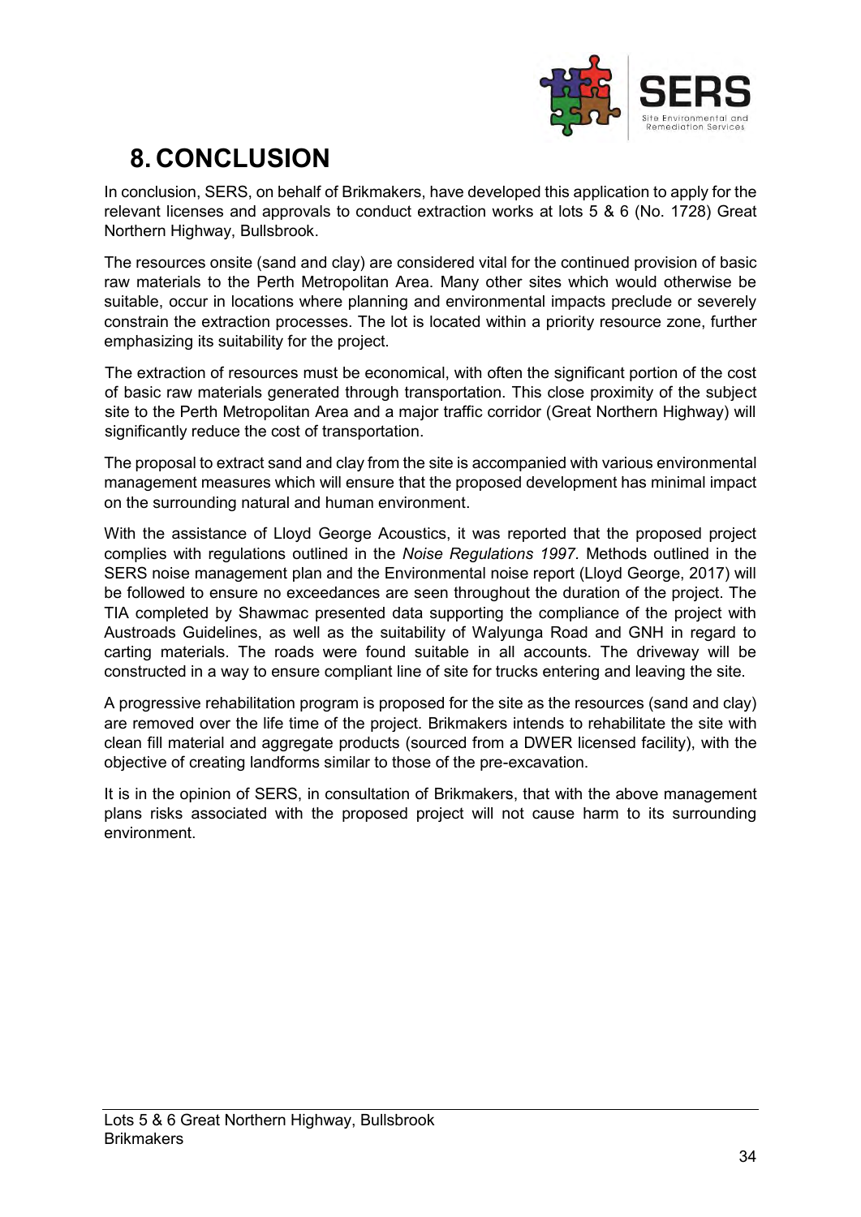# 8. CONCLUSION

In conclusion, SERS, on behalf of Brikmakers, have developed this application to apply for the relevant licenses and approvals to conduct extraction works at lots 5 & 6 (No. 1728) Great Northern Highway, Bullsbrook.

The resources onsite (sand and clay) are considered vital for the continued provision of basic raw materials to the Perth Metropolitan Area. Many other sites which would otherwise be suitable, occur in locations where planning and environmental impacts preclude or severely constrain the extraction processes. The lot is located within a priority resource zone, further emphasizing its suitability for the project.

The extraction of resources must be economical, with often the significant portion of the cost of basic raw materials generated through transportation. This close proximity of the subject site to the Perth Metropolitan Area and a major traffic corridor (Great Northern Highway) will significantly reduce the cost of transportation.

The proposal to extract sand and clay from the site is accompanied with various environmental management measures which will ensure that the proposed development has minimal impact on the surrounding natural and human environment.

With the assistance of Lloyd George Acoustics, it was reported that the proposed project complies with regulations outlined in the *Noise Regulations 1997*. Methods outlined in the SERS noise management plan and the Environmental noise report (Lloyd George, 2017) will be followed to ensure no exceedances are seen throughout the duration of the project. The TIA completed by Shawmac presented data supporting the compliance of the project with Austroads Guidelines, as well as the suitability of Walyunga Road and GNH in regard to carting materials. The roads were found suitable in all accounts. The driveway will be constructed in a way to ensure compliant line of site for trucks entering and leaving the site.

A progressive rehabilitation program is proposed for the site as the resources (sand and clay) are removed over the life time of the project. Brikmakers intends to rehabilitate the site with clean fill material and aggregate products (sourced from a DWER licensed facility), with the objective of creating landforms similar to those of the pre-excavation.

It is in the opinion of SERS, in consultation of Brikmakers, that with the above management plans risks associated with the proposed project will not cause harm to its surrounding environment.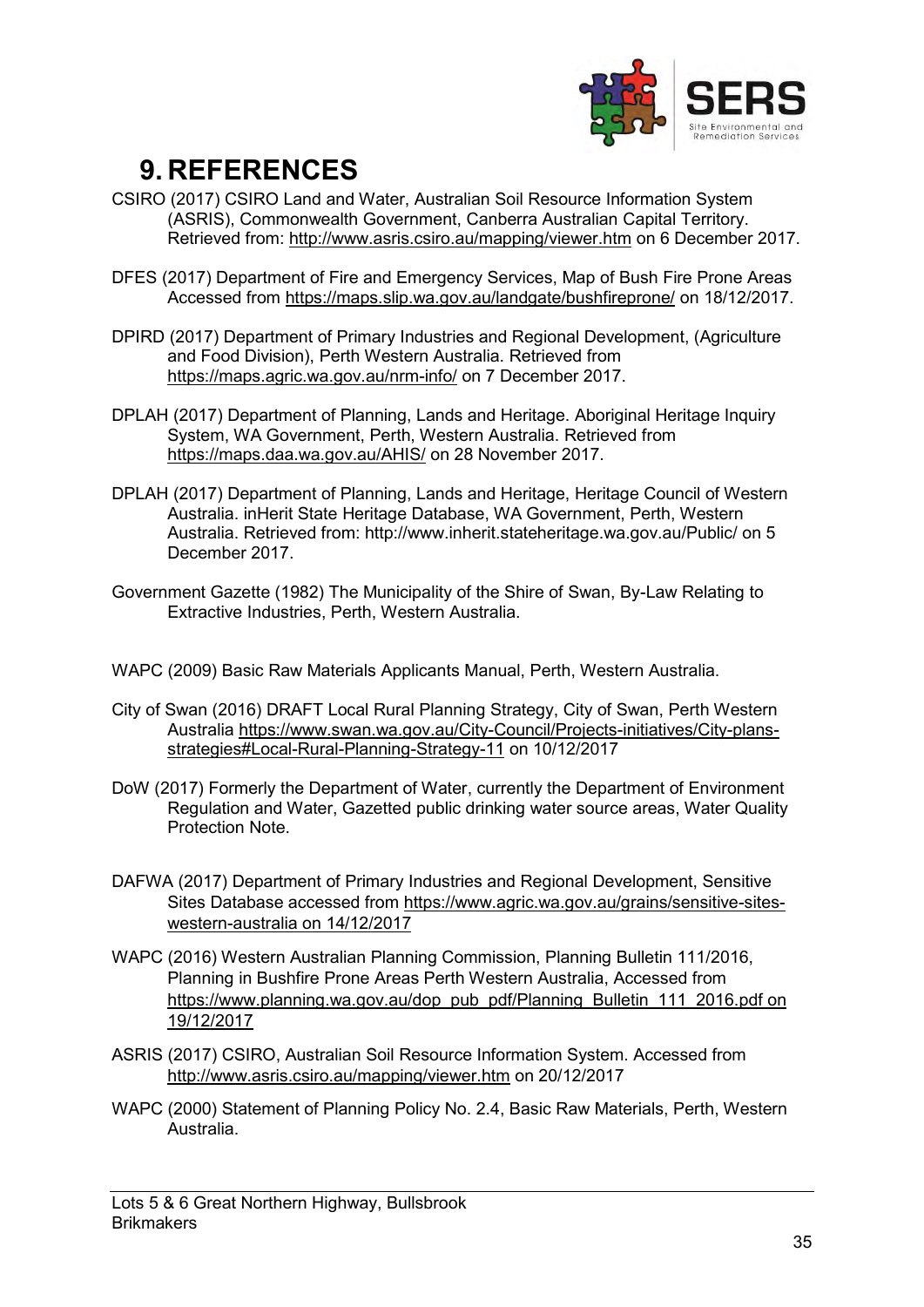# 9. REFERENCES

CSIRO (2017) CSIRO Land and Water, Australian Soil Resource Information System (ASRIS), Commonwealth Government, Canberra Australian Capital Territory. Retrieved from: http://www.asris.csiro.au/mapping/viewer.htm on 6 December 2017.

DFES (2017) Department of Fire and Emergency Services, Map of Bush Fire Prone Areas Accessed from https://maps.slip.wa.gov.au/landgate/bushfireprone/ on 18/12/2017.

DPIRD (2017) Department of Primary Industries and Regional Development, (Agriculture and Food Division), Perth Western Australia. Retrieved from https://maps.agric.wa.gov.au/nrm-info/ on 7 December 2017.

DPLAH (2017) Department of Planning, Lands and Heritage. Aboriginal Heritage Inquiry System, WA Government, Perth, Western Australia. Retrieved from https://maps.daa.wa.gov.au/AHIS/ on 28 November 2017.

DPLAH (2017) Department of Planning, Lands and Heritage, Heritage Council of Western Australia. inHerit State Heritage Database, WA Government, Perth, Western Australia. Retrieved from: http://www.inherit.stateheritage.wa.gov.au/Public/ on 5 December 2017.

Government Gazette (1982) The Municipality of the Shire of Swan, By-Law Relating to Extractive Industries, Perth, Western Australia.

WAPC (2009) Basic Raw Materials Applicants Manual, Perth, Western Australia.

City of Swan (2016) DRAFT Local Rural Planning Strategy, City of Swan, Perth Western Australia https://www.swan.wa.gov.au/City-Council/Projects-initiatives/City-plans-strategies#Local-Rural-Planning-Strategy-11 on 10/12/2017

DoW (2017) Formerly the Department of Water, currently the Department of Environment Regulation and Water, Gazetted public drinking water source areas, Water Quality Protection Note.

DAFWA (2017) Department of Primary Industries and Regional Development, Sensitive Sites Database accessed from https://www.agric.wa.gov.au/grains/sensitive-sites-western-australia on 14/12/2017

WAPC (2016) Western Australian Planning Commission, Planning Bulletin 111/2016, Planning in Bushfire Prone Areas Perth Western Australia, Accessed from https://www.planning.wa.gov.au/dop_pub_pdf/Planning_Bulletin_111_2016.pdf on 19/12/2017

ASRIS (2017) CSIRO, Australian Soil Resource Information System. Accessed from http://www.asris.csiro.au/mapping/viewer.htm on 20/12/2017

WAPC (2000) Statement of Planning Policy No. 2.4, Basic Raw Materials, Perth, Western Australia.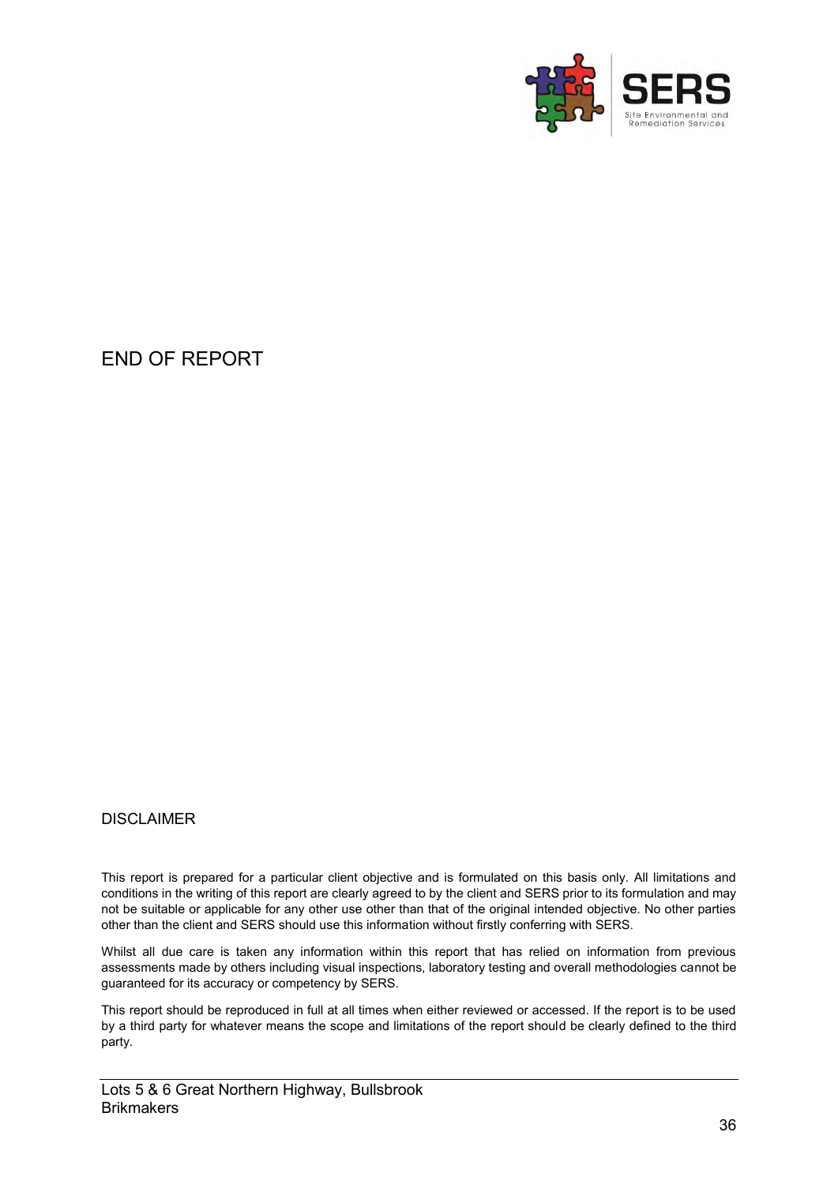# END OF REPORT

## DISCLAIMER

This report is prepared for a particular client objective and is formulated on this basis only. All limitations and conditions in the writing of this report are clearly agreed to by the client and SERS prior to its formulation and may not be suitable or applicable for any other use other than that of the original intended objective. No other parties other than the client and SERS should use this information without firstly conferring with SERS.

Whilst all due care is taken any information within this report that has relied on information from previous assessments made by others including visual inspections, laboratory testing and overall methodologies cannot be guaranteed for its accuracy or competency by SERS.

This report should be reproduced in full at all times when either reviewed or accessed. If the report is to be used by a third party for whatever means the scope and limitations of the report should be clearly defined to the third party.